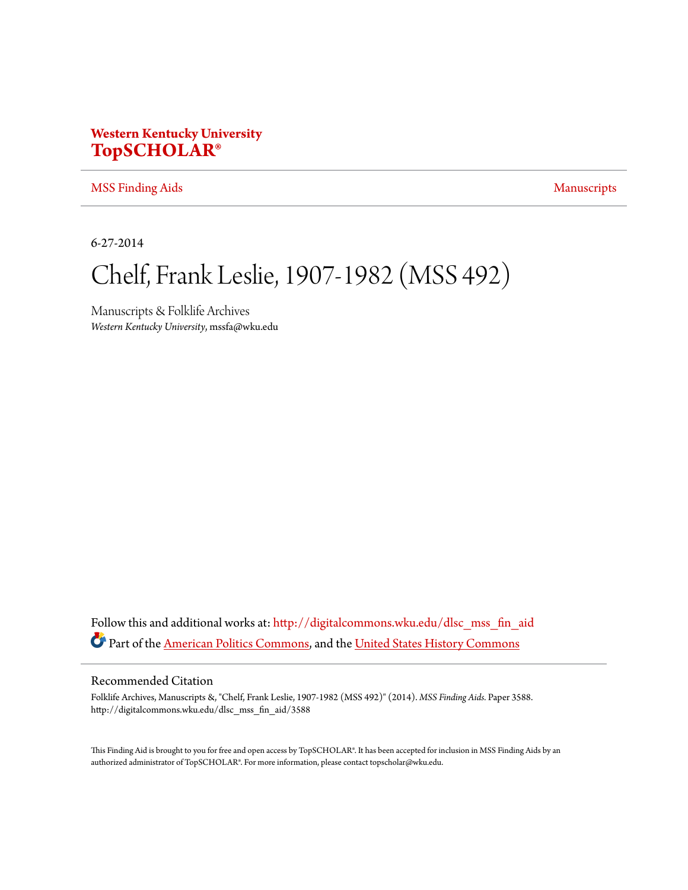**Western Kentucky University**
**TopSCHOLAR®**

MSS Finding Aids | Manuscripts

6-27-2014

# Chelf, Frank Leslie, 1907-1982 (MSS 492)

Manuscripts & Folklife Archives
*Western Kentucky University*, mssfa@wku.edu

Follow this and additional works at: http://digitalcommons.wku.edu/dlsc_mss_fin_aid

Part of the American Politics Commons, and the United States History Commons

## Recommended Citation

Folklife Archives, Manuscripts &, "Chelf, Frank Leslie, 1907-1982 (MSS 492)" (2014). *MSS Finding Aids.* Paper 3588.
http://digitalcommons.wku.edu/dlsc_mss_fin_aid/3588

This Finding Aid is brought to you for free and open access by TopSCHOLAR®. It has been accepted for inclusion in MSS Finding Aids by an authorized administrator of TopSCHOLAR®. For more information, please contact topscholar@wku.edu.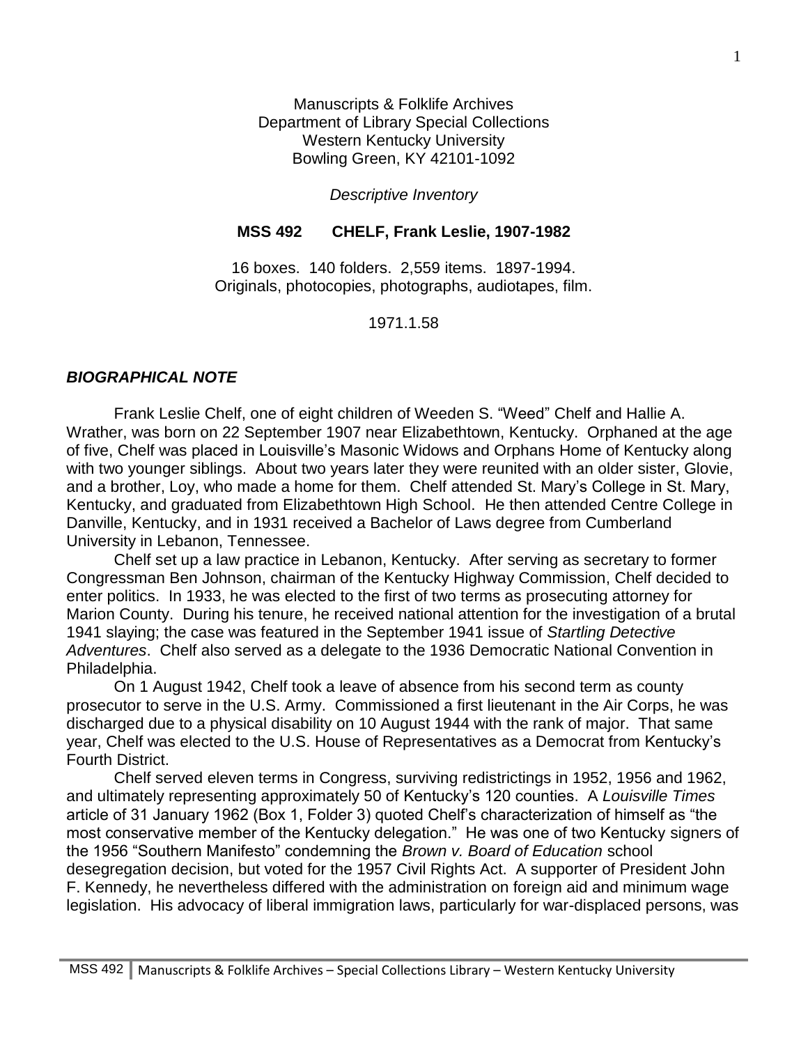Manuscripts & Folklife Archives
Department of Library Special Collections
Western Kentucky University
Bowling Green, KY 42101-1092

*Descriptive Inventory*

**MSS 492 CHELF, Frank Leslie, 1907-1982**

16 boxes. 140 folders. 2,559 items. 1897-1994.
Originals, photocopies, photographs, audiotapes, film.

1971.1.58

## *BIOGRAPHICAL NOTE*

Frank Leslie Chelf, one of eight children of Weeden S. "Weed" Chelf and Hallie A. Wrather, was born on 22 September 1907 near Elizabethtown, Kentucky. Orphaned at the age of five, Chelf was placed in Louisville's Masonic Widows and Orphans Home of Kentucky along with two younger siblings. About two years later they were reunited with an older sister, Glovie, and a brother, Loy, who made a home for them. Chelf attended St. Mary's College in St. Mary, Kentucky, and graduated from Elizabethtown High School. He then attended Centre College in Danville, Kentucky, and in 1931 received a Bachelor of Laws degree from Cumberland University in Lebanon, Tennessee.

Chelf set up a law practice in Lebanon, Kentucky. After serving as secretary to former Congressman Ben Johnson, chairman of the Kentucky Highway Commission, Chelf decided to enter politics. In 1933, he was elected to the first of two terms as prosecuting attorney for Marion County. During his tenure, he received national attention for the investigation of a brutal 1941 slaying; the case was featured in the September 1941 issue of *Startling Detective Adventures*. Chelf also served as a delegate to the 1936 Democratic National Convention in Philadelphia.

On 1 August 1942, Chelf took a leave of absence from his second term as county prosecutor to serve in the U.S. Army. Commissioned a first lieutenant in the Air Corps, he was discharged due to a physical disability on 10 August 1944 with the rank of major. That same year, Chelf was elected to the U.S. House of Representatives as a Democrat from Kentucky's Fourth District.

Chelf served eleven terms in Congress, surviving redistrictings in 1952, 1956 and 1962, and ultimately representing approximately 50 of Kentucky's 120 counties. A *Louisville Times* article of 31 January 1962 (Box 1, Folder 3) quoted Chelf's characterization of himself as "the most conservative member of the Kentucky delegation." He was one of two Kentucky signers of the 1956 "Southern Manifesto" condemning the *Brown v. Board of Education* school desegregation decision, but voted for the 1957 Civil Rights Act. A supporter of President John F. Kennedy, he nevertheless differed with the administration on foreign aid and minimum wage legislation. His advocacy of liberal immigration laws, particularly for war-displaced persons, was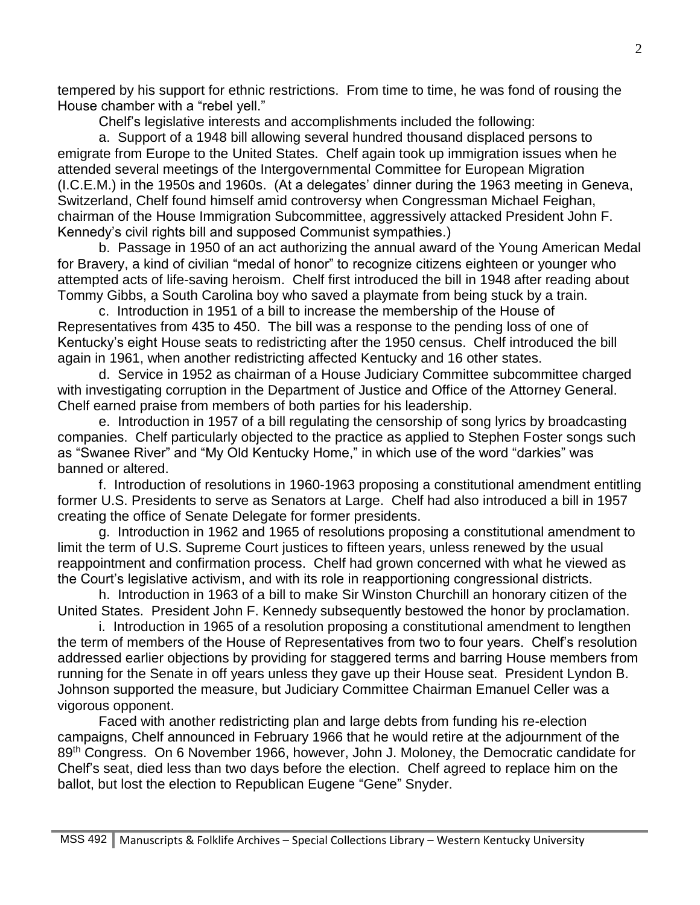tempered by his support for ethnic restrictions. From time to time, he was fond of rousing the House chamber with a "rebel yell."

Chelf's legislative interests and accomplishments included the following:

a. Support of a 1948 bill allowing several hundred thousand displaced persons to emigrate from Europe to the United States. Chelf again took up immigration issues when he attended several meetings of the Intergovernmental Committee for European Migration (I.C.E.M.) in the 1950s and 1960s. (At a delegates' dinner during the 1963 meeting in Geneva, Switzerland, Chelf found himself amid controversy when Congressman Michael Feighan, chairman of the House Immigration Subcommittee, aggressively attacked President John F. Kennedy's civil rights bill and supposed Communist sympathies.)

b. Passage in 1950 of an act authorizing the annual award of the Young American Medal for Bravery, a kind of civilian "medal of honor" to recognize citizens eighteen or younger who attempted acts of life-saving heroism. Chelf first introduced the bill in 1948 after reading about Tommy Gibbs, a South Carolina boy who saved a playmate from being stuck by a train.

c. Introduction in 1951 of a bill to increase the membership of the House of Representatives from 435 to 450. The bill was a response to the pending loss of one of Kentucky's eight House seats to redistricting after the 1950 census. Chelf introduced the bill again in 1961, when another redistricting affected Kentucky and 16 other states.

d. Service in 1952 as chairman of a House Judiciary Committee subcommittee charged with investigating corruption in the Department of Justice and Office of the Attorney General. Chelf earned praise from members of both parties for his leadership.

e. Introduction in 1957 of a bill regulating the censorship of song lyrics by broadcasting companies. Chelf particularly objected to the practice as applied to Stephen Foster songs such as "Swanee River" and "My Old Kentucky Home," in which use of the word "darkies" was banned or altered.

f. Introduction of resolutions in 1960-1963 proposing a constitutional amendment entitling former U.S. Presidents to serve as Senators at Large. Chelf had also introduced a bill in 1957 creating the office of Senate Delegate for former presidents.

g. Introduction in 1962 and 1965 of resolutions proposing a constitutional amendment to limit the term of U.S. Supreme Court justices to fifteen years, unless renewed by the usual reappointment and confirmation process. Chelf had grown concerned with what he viewed as the Court's legislative activism, and with its role in reapportioning congressional districts.

h. Introduction in 1963 of a bill to make Sir Winston Churchill an honorary citizen of the United States. President John F. Kennedy subsequently bestowed the honor by proclamation.

i. Introduction in 1965 of a resolution proposing a constitutional amendment to lengthen the term of members of the House of Representatives from two to four years. Chelf's resolution addressed earlier objections by providing for staggered terms and barring House members from running for the Senate in off years unless they gave up their House seat. President Lyndon B. Johnson supported the measure, but Judiciary Committee Chairman Emanuel Celler was a vigorous opponent.

Faced with another redistricting plan and large debts from funding his re-election campaigns, Chelf announced in February 1966 that he would retire at the adjournment of the 89th Congress. On 6 November 1966, however, John J. Moloney, the Democratic candidate for Chelf's seat, died less than two days before the election. Chelf agreed to replace him on the ballot, but lost the election to Republican Eugene "Gene" Snyder.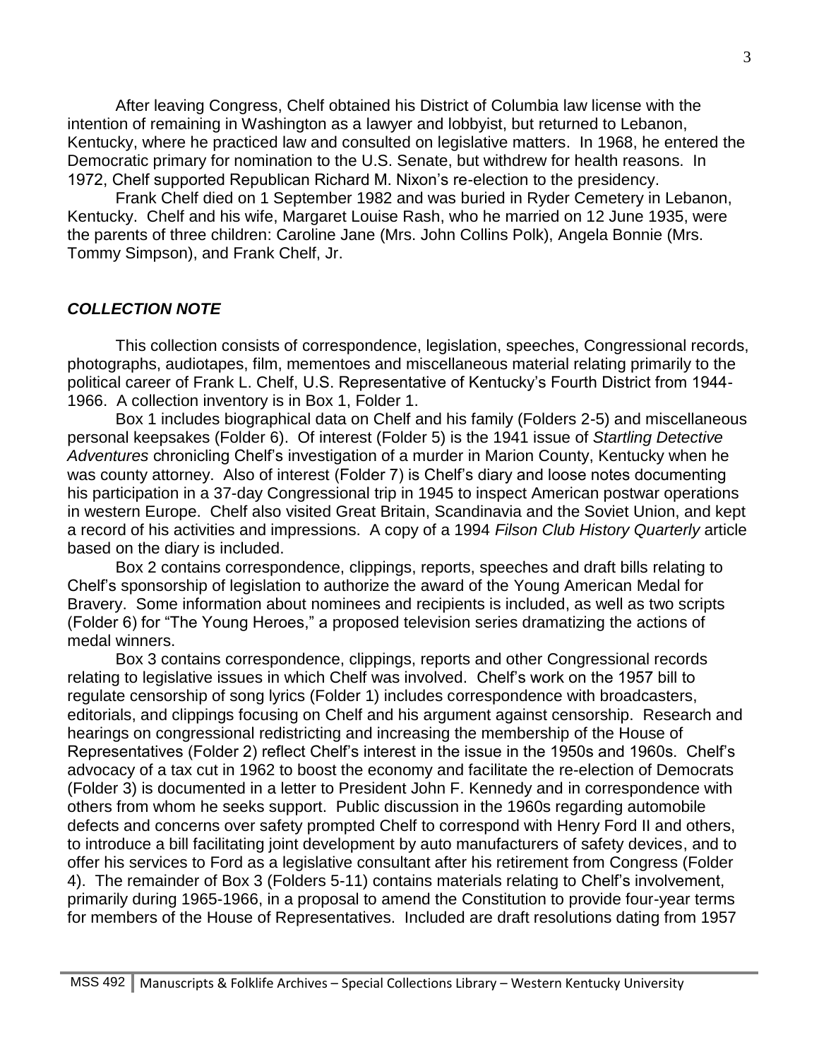After leaving Congress, Chelf obtained his District of Columbia law license with the intention of remaining in Washington as a lawyer and lobbyist, but returned to Lebanon, Kentucky, where he practiced law and consulted on legislative matters. In 1968, he entered the Democratic primary for nomination to the U.S. Senate, but withdrew for health reasons. In 1972, Chelf supported Republican Richard M. Nixon's re-election to the presidency.

Frank Chelf died on 1 September 1982 and was buried in Ryder Cemetery in Lebanon, Kentucky. Chelf and his wife, Margaret Louise Rash, who he married on 12 June 1935, were the parents of three children: Caroline Jane (Mrs. John Collins Polk), Angela Bonnie (Mrs. Tommy Simpson), and Frank Chelf, Jr.

## ***COLLECTION NOTE***

This collection consists of correspondence, legislation, speeches, Congressional records, photographs, audiotapes, film, mementoes and miscellaneous material relating primarily to the political career of Frank L. Chelf, U.S. Representative of Kentucky's Fourth District from 1944-1966. A collection inventory is in Box 1, Folder 1.

Box 1 includes biographical data on Chelf and his family (Folders 2-5) and miscellaneous personal keepsakes (Folder 6). Of interest (Folder 5) is the 1941 issue of *Startling Detective Adventures* chronicling Chelf's investigation of a murder in Marion County, Kentucky when he was county attorney. Also of interest (Folder 7) is Chelf's diary and loose notes documenting his participation in a 37-day Congressional trip in 1945 to inspect American postwar operations in western Europe. Chelf also visited Great Britain, Scandinavia and the Soviet Union, and kept a record of his activities and impressions. A copy of a 1994 *Filson Club History Quarterly* article based on the diary is included.

Box 2 contains correspondence, clippings, reports, speeches and draft bills relating to Chelf's sponsorship of legislation to authorize the award of the Young American Medal for Bravery. Some information about nominees and recipients is included, as well as two scripts (Folder 6) for "The Young Heroes," a proposed television series dramatizing the actions of medal winners.

Box 3 contains correspondence, clippings, reports and other Congressional records relating to legislative issues in which Chelf was involved. Chelf's work on the 1957 bill to regulate censorship of song lyrics (Folder 1) includes correspondence with broadcasters, editorials, and clippings focusing on Chelf and his argument against censorship. Research and hearings on congressional redistricting and increasing the membership of the House of Representatives (Folder 2) reflect Chelf's interest in the issue in the 1950s and 1960s. Chelf's advocacy of a tax cut in 1962 to boost the economy and facilitate the re-election of Democrats (Folder 3) is documented in a letter to President John F. Kennedy and in correspondence with others from whom he seeks support. Public discussion in the 1960s regarding automobile defects and concerns over safety prompted Chelf to correspond with Henry Ford II and others, to introduce a bill facilitating joint development by auto manufacturers of safety devices, and to offer his services to Ford as a legislative consultant after his retirement from Congress (Folder 4). The remainder of Box 3 (Folders 5-11) contains materials relating to Chelf's involvement, primarily during 1965-1966, in a proposal to amend the Constitution to provide four-year terms for members of the House of Representatives. Included are draft resolutions dating from 1957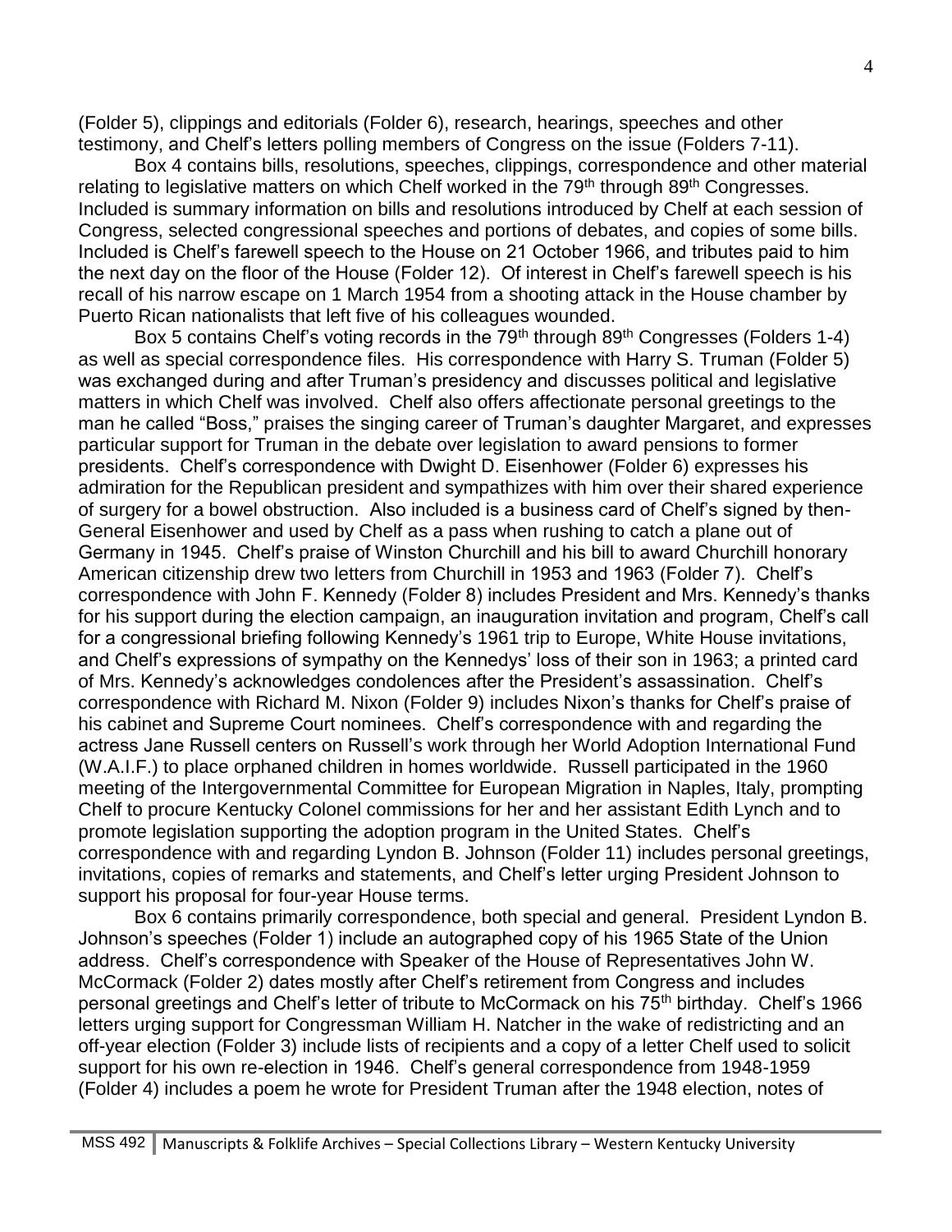(Folder 5), clippings and editorials (Folder 6), research, hearings, speeches and other testimony, and Chelf's letters polling members of Congress on the issue (Folders 7-11).

Box 4 contains bills, resolutions, speeches, clippings, correspondence and other material relating to legislative matters on which Chelf worked in the 79th through 89th Congresses. Included is summary information on bills and resolutions introduced by Chelf at each session of Congress, selected congressional speeches and portions of debates, and copies of some bills. Included is Chelf's farewell speech to the House on 21 October 1966, and tributes paid to him the next day on the floor of the House (Folder 12). Of interest in Chelf's farewell speech is his recall of his narrow escape on 1 March 1954 from a shooting attack in the House chamber by Puerto Rican nationalists that left five of his colleagues wounded.

Box 5 contains Chelf's voting records in the 79th through 89th Congresses (Folders 1-4) as well as special correspondence files. His correspondence with Harry S. Truman (Folder 5) was exchanged during and after Truman's presidency and discusses political and legislative matters in which Chelf was involved. Chelf also offers affectionate personal greetings to the man he called "Boss," praises the singing career of Truman's daughter Margaret, and expresses particular support for Truman in the debate over legislation to award pensions to former presidents. Chelf's correspondence with Dwight D. Eisenhower (Folder 6) expresses his admiration for the Republican president and sympathizes with him over their shared experience of surgery for a bowel obstruction. Also included is a business card of Chelf's signed by then-General Eisenhower and used by Chelf as a pass when rushing to catch a plane out of Germany in 1945. Chelf's praise of Winston Churchill and his bill to award Churchill honorary American citizenship drew two letters from Churchill in 1953 and 1963 (Folder 7). Chelf's correspondence with John F. Kennedy (Folder 8) includes President and Mrs. Kennedy's thanks for his support during the election campaign, an inauguration invitation and program, Chelf's call for a congressional briefing following Kennedy's 1961 trip to Europe, White House invitations, and Chelf's expressions of sympathy on the Kennedys' loss of their son in 1963; a printed card of Mrs. Kennedy's acknowledges condolences after the President's assassination. Chelf's correspondence with Richard M. Nixon (Folder 9) includes Nixon's thanks for Chelf's praise of his cabinet and Supreme Court nominees. Chelf's correspondence with and regarding the actress Jane Russell centers on Russell's work through her World Adoption International Fund (W.A.I.F.) to place orphaned children in homes worldwide. Russell participated in the 1960 meeting of the Intergovernmental Committee for European Migration in Naples, Italy, prompting Chelf to procure Kentucky Colonel commissions for her and her assistant Edith Lynch and to promote legislation supporting the adoption program in the United States. Chelf's correspondence with and regarding Lyndon B. Johnson (Folder 11) includes personal greetings, invitations, copies of remarks and statements, and Chelf's letter urging President Johnson to support his proposal for four-year House terms.

Box 6 contains primarily correspondence, both special and general. President Lyndon B. Johnson's speeches (Folder 1) include an autographed copy of his 1965 State of the Union address. Chelf's correspondence with Speaker of the House of Representatives John W. McCormack (Folder 2) dates mostly after Chelf's retirement from Congress and includes personal greetings and Chelf's letter of tribute to McCormack on his 75th birthday. Chelf's 1966 letters urging support for Congressman William H. Natcher in the wake of redistricting and an off-year election (Folder 3) include lists of recipients and a copy of a letter Chelf used to solicit support for his own re-election in 1946. Chelf's general correspondence from 1948-1959 (Folder 4) includes a poem he wrote for President Truman after the 1948 election, notes of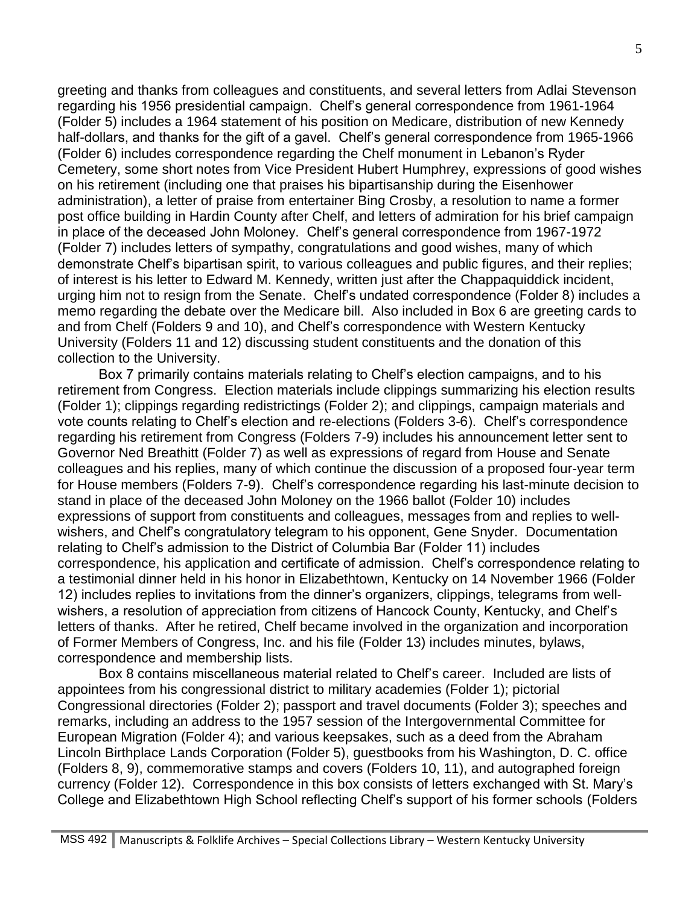greeting and thanks from colleagues and constituents, and several letters from Adlai Stevenson regarding his 1956 presidential campaign. Chelf's general correspondence from 1961-1964 (Folder 5) includes a 1964 statement of his position on Medicare, distribution of new Kennedy half-dollars, and thanks for the gift of a gavel. Chelf's general correspondence from 1965-1966 (Folder 6) includes correspondence regarding the Chelf monument in Lebanon's Ryder Cemetery, some short notes from Vice President Hubert Humphrey, expressions of good wishes on his retirement (including one that praises his bipartisanship during the Eisenhower administration), a letter of praise from entertainer Bing Crosby, a resolution to name a former post office building in Hardin County after Chelf, and letters of admiration for his brief campaign in place of the deceased John Moloney. Chelf's general correspondence from 1967-1972 (Folder 7) includes letters of sympathy, congratulations and good wishes, many of which demonstrate Chelf's bipartisan spirit, to various colleagues and public figures, and their replies; of interest is his letter to Edward M. Kennedy, written just after the Chappaquiddick incident, urging him not to resign from the Senate. Chelf's undated correspondence (Folder 8) includes a memo regarding the debate over the Medicare bill. Also included in Box 6 are greeting cards to and from Chelf (Folders 9 and 10), and Chelf's correspondence with Western Kentucky University (Folders 11 and 12) discussing student constituents and the donation of this collection to the University.

Box 7 primarily contains materials relating to Chelf's election campaigns, and to his retirement from Congress. Election materials include clippings summarizing his election results (Folder 1); clippings regarding redistrictings (Folder 2); and clippings, campaign materials and vote counts relating to Chelf's election and re-elections (Folders 3-6). Chelf's correspondence regarding his retirement from Congress (Folders 7-9) includes his announcement letter sent to Governor Ned Breathitt (Folder 7) as well as expressions of regard from House and Senate colleagues and his replies, many of which continue the discussion of a proposed four-year term for House members (Folders 7-9). Chelf's correspondence regarding his last-minute decision to stand in place of the deceased John Moloney on the 1966 ballot (Folder 10) includes expressions of support from constituents and colleagues, messages from and replies to well-wishers, and Chelf's congratulatory telegram to his opponent, Gene Snyder. Documentation relating to Chelf's admission to the District of Columbia Bar (Folder 11) includes correspondence, his application and certificate of admission. Chelf's correspondence relating to a testimonial dinner held in his honor in Elizabethtown, Kentucky on 14 November 1966 (Folder 12) includes replies to invitations from the dinner's organizers, clippings, telegrams from well-wishers, a resolution of appreciation from citizens of Hancock County, Kentucky, and Chelf's letters of thanks. After he retired, Chelf became involved in the organization and incorporation of Former Members of Congress, Inc. and his file (Folder 13) includes minutes, bylaws, correspondence and membership lists.

Box 8 contains miscellaneous material related to Chelf's career. Included are lists of appointees from his congressional district to military academies (Folder 1); pictorial Congressional directories (Folder 2); passport and travel documents (Folder 3); speeches and remarks, including an address to the 1957 session of the Intergovernmental Committee for European Migration (Folder 4); and various keepsakes, such as a deed from the Abraham Lincoln Birthplace Lands Corporation (Folder 5), guestbooks from his Washington, D. C. office (Folders 8, 9), commemorative stamps and covers (Folders 10, 11), and autographed foreign currency (Folder 12). Correspondence in this box consists of letters exchanged with St. Mary's College and Elizabethtown High School reflecting Chelf's support of his former schools (Folders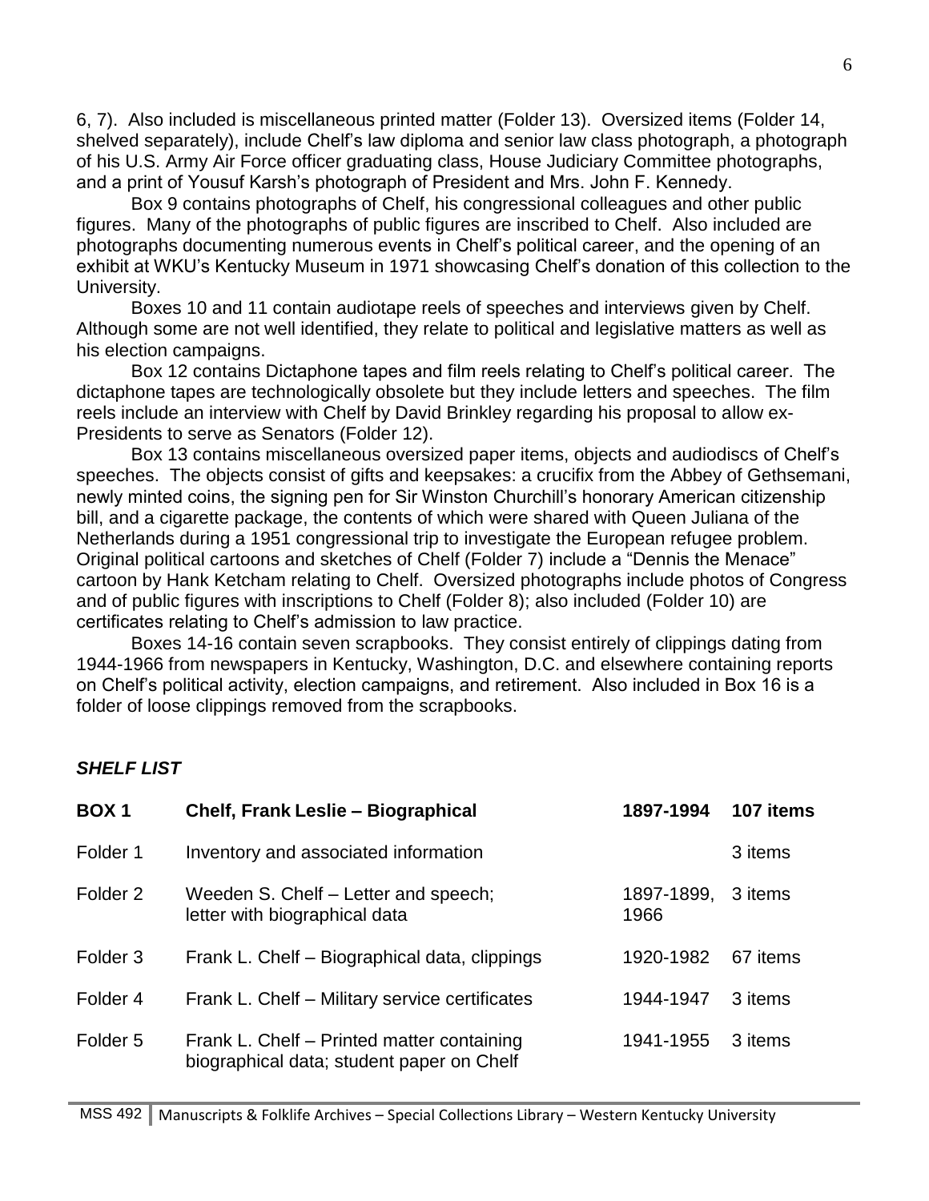6, 7). Also included is miscellaneous printed matter (Folder 13). Oversized items (Folder 14, shelved separately), include Chelf's law diploma and senior law class photograph, a photograph of his U.S. Army Air Force officer graduating class, House Judiciary Committee photographs, and a print of Yousuf Karsh's photograph of President and Mrs. John F. Kennedy.

Box 9 contains photographs of Chelf, his congressional colleagues and other public figures. Many of the photographs of public figures are inscribed to Chelf. Also included are photographs documenting numerous events in Chelf's political career, and the opening of an exhibit at WKU's Kentucky Museum in 1971 showcasing Chelf's donation of this collection to the University.

Boxes 10 and 11 contain audiotape reels of speeches and interviews given by Chelf. Although some are not well identified, they relate to political and legislative matters as well as his election campaigns.

Box 12 contains Dictaphone tapes and film reels relating to Chelf's political career. The dictaphone tapes are technologically obsolete but they include letters and speeches. The film reels include an interview with Chelf by David Brinkley regarding his proposal to allow ex-Presidents to serve as Senators (Folder 12).

Box 13 contains miscellaneous oversized paper items, objects and audiodiscs of Chelf's speeches. The objects consist of gifts and keepsakes: a crucifix from the Abbey of Gethsemani, newly minted coins, the signing pen for Sir Winston Churchill's honorary American citizenship bill, and a cigarette package, the contents of which were shared with Queen Juliana of the Netherlands during a 1951 congressional trip to investigate the European refugee problem. Original political cartoons and sketches of Chelf (Folder 7) include a "Dennis the Menace" cartoon by Hank Ketcham relating to Chelf. Oversized photographs include photos of Congress and of public figures with inscriptions to Chelf (Folder 8); also included (Folder 10) are certificates relating to Chelf's admission to law practice.

Boxes 14-16 contain seven scrapbooks. They consist entirely of clippings dating from 1944-1966 from newspapers in Kentucky, Washington, D.C. and elsewhere containing reports on Chelf's political activity, election campaigns, and retirement. Also included in Box 16 is a folder of loose clippings removed from the scrapbooks.

## *SHELF LIST*

| **BOX 1** | **Chelf, Frank Leslie – Biographical** | **1897-1994** | **107 items** |
|---|---|---|---|
| Folder 1 | Inventory and associated information | | 3 items |
| Folder 2 | Weeden S. Chelf – Letter and speech; letter with biographical data | 1897-1899, 1966 | 3 items |
| Folder 3 | Frank L. Chelf – Biographical data, clippings | 1920-1982 | 67 items |
| Folder 4 | Frank L. Chelf – Military service certificates | 1944-1947 | 3 items |
| Folder 5 | Frank L. Chelf – Printed matter containing biographical data; student paper on Chelf | 1941-1955 | 3 items |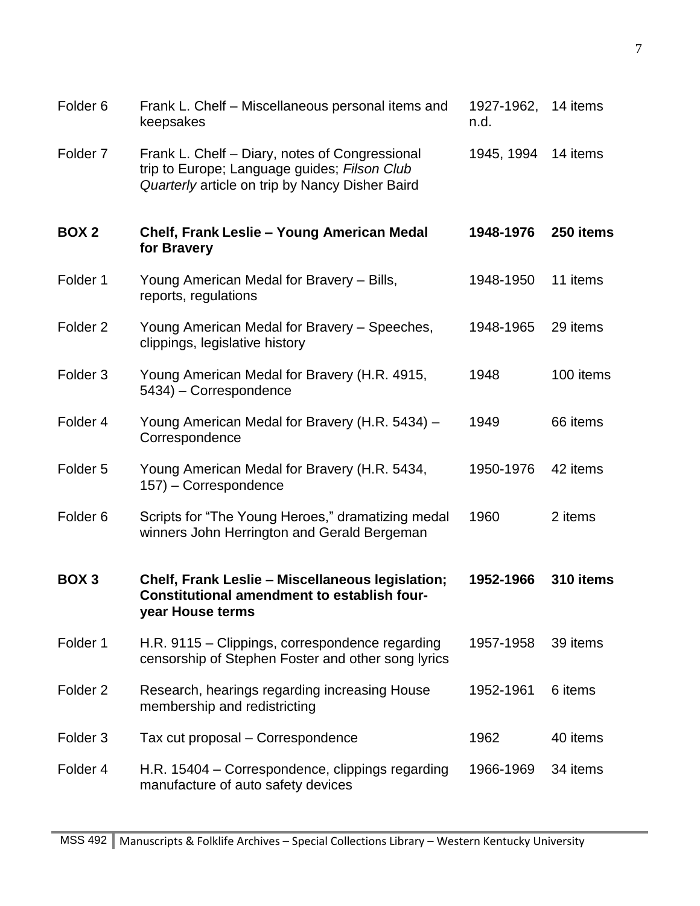| | | | |
|---|---|---|---|
| Folder 6 | Frank L. Chelf – Miscellaneous personal items and keepsakes | 1927-1962, n.d. | 14 items |
| Folder 7 | Frank L. Chelf – Diary, notes of Congressional trip to Europe; Language guides; *Filson Club Quarterly* article on trip by Nancy Disher Baird | 1945, 1994 | 14 items |
| **BOX 2** | **Chelf, Frank Leslie – Young American Medal for Bravery** | **1948-1976** | **250 items** |
| Folder 1 | Young American Medal for Bravery – Bills, reports, regulations | 1948-1950 | 11 items |
| Folder 2 | Young American Medal for Bravery – Speeches, clippings, legislative history | 1948-1965 | 29 items |
| Folder 3 | Young American Medal for Bravery (H.R. 4915, 5434) – Correspondence | 1948 | 100 items |
| Folder 4 | Young American Medal for Bravery (H.R. 5434) – Correspondence | 1949 | 66 items |
| Folder 5 | Young American Medal for Bravery (H.R. 5434, 157) – Correspondence | 1950-1976 | 42 items |
| Folder 6 | Scripts for "The Young Heroes," dramatizing medal winners John Herrington and Gerald Bergeman | 1960 | 2 items |
| **BOX 3** | **Chelf, Frank Leslie – Miscellaneous legislation; Constitutional amendment to establish four-year House terms** | **1952-1966** | **310 items** |
| Folder 1 | H.R. 9115 – Clippings, correspondence regarding censorship of Stephen Foster and other song lyrics | 1957-1958 | 39 items |
| Folder 2 | Research, hearings regarding increasing House membership and redistricting | 1952-1961 | 6 items |
| Folder 3 | Tax cut proposal – Correspondence | 1962 | 40 items |
| Folder 4 | H.R. 15404 – Correspondence, clippings regarding manufacture of auto safety devices | 1966-1969 | 34 items |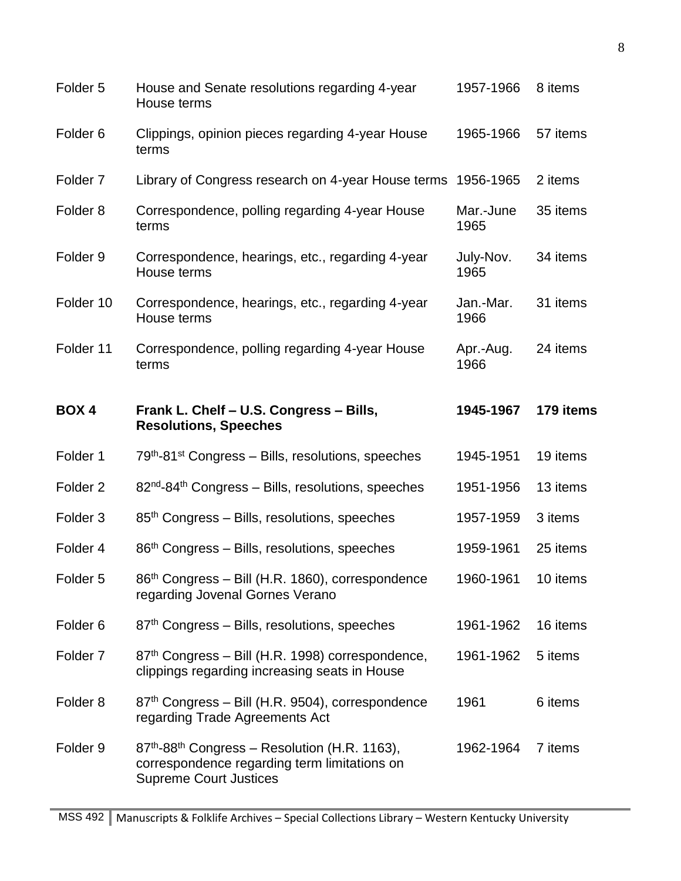| | | | |
|---|---|---|---|
| Folder 5 | House and Senate resolutions regarding 4-year House terms | 1957-1966 | 8 items |
| Folder 6 | Clippings, opinion pieces regarding 4-year House terms | 1965-1966 | 57 items |
| Folder 7 | Library of Congress research on 4-year House terms | 1956-1965 | 2 items |
| Folder 8 | Correspondence, polling regarding 4-year House terms | Mar.-June 1965 | 35 items |
| Folder 9 | Correspondence, hearings, etc., regarding 4-year House terms | July-Nov. 1965 | 34 items |
| Folder 10 | Correspondence, hearings, etc., regarding 4-year House terms | Jan.-Mar. 1966 | 31 items |
| Folder 11 | Correspondence, polling regarding 4-year House terms | Apr.-Aug. 1966 | 24 items |
| **BOX 4** | **Frank L. Chelf – U.S. Congress – Bills, Resolutions, Speeches** | **1945-1967** | **179 items** |
| Folder 1 | 79th-81st Congress – Bills, resolutions, speeches | 1945-1951 | 19 items |
| Folder 2 | 82nd-84th Congress – Bills, resolutions, speeches | 1951-1956 | 13 items |
| Folder 3 | 85th Congress – Bills, resolutions, speeches | 1957-1959 | 3 items |
| Folder 4 | 86th Congress – Bills, resolutions, speeches | 1959-1961 | 25 items |
| Folder 5 | 86th Congress – Bill (H.R. 1860), correspondence regarding Jovenal Gornes Verano | 1960-1961 | 10 items |
| Folder 6 | 87th Congress – Bills, resolutions, speeches | 1961-1962 | 16 items |
| Folder 7 | 87th Congress – Bill (H.R. 1998) correspondence, clippings regarding increasing seats in House | 1961-1962 | 5 items |
| Folder 8 | 87th Congress – Bill (H.R. 9504), correspondence regarding Trade Agreements Act | 1961 | 6 items |
| Folder 9 | 87th-88th Congress – Resolution (H.R. 1163), correspondence regarding term limitations on Supreme Court Justices | 1962-1964 | 7 items |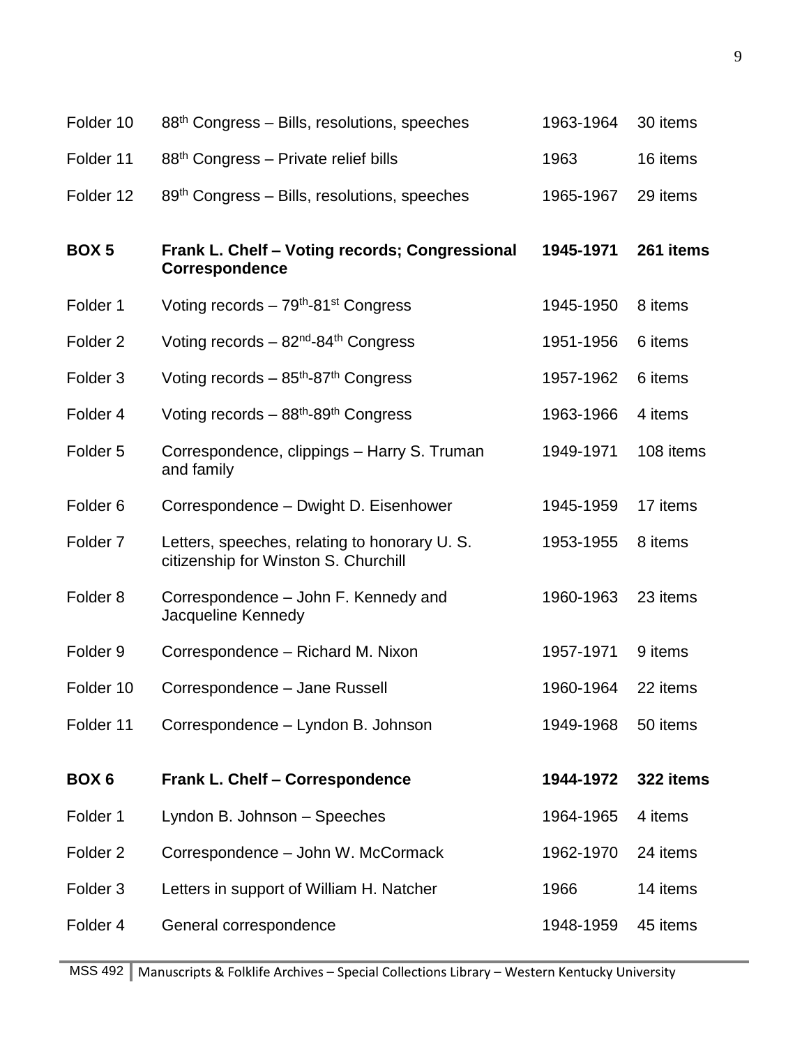| | | | |
|---|---|---|---|
| Folder 10 | 88th Congress – Bills, resolutions, speeches | 1963-1964 | 30 items |
| Folder 11 | 88th Congress – Private relief bills | 1963 | 16 items |
| Folder 12 | 89th Congress – Bills, resolutions, speeches | 1965-1967 | 29 items |
| **BOX 5** | **Frank L. Chelf – Voting records; Congressional Correspondence** | **1945-1971** | **261 items** |
| Folder 1 | Voting records – 79th-81st Congress | 1945-1950 | 8 items |
| Folder 2 | Voting records – 82nd-84th Congress | 1951-1956 | 6 items |
| Folder 3 | Voting records – 85th-87th Congress | 1957-1962 | 6 items |
| Folder 4 | Voting records – 88th-89th Congress | 1963-1966 | 4 items |
| Folder 5 | Correspondence, clippings – Harry S. Truman and family | 1949-1971 | 108 items |
| Folder 6 | Correspondence – Dwight D. Eisenhower | 1945-1959 | 17 items |
| Folder 7 | Letters, speeches, relating to honorary U. S. citizenship for Winston S. Churchill | 1953-1955 | 8 items |
| Folder 8 | Correspondence – John F. Kennedy and Jacqueline Kennedy | 1960-1963 | 23 items |
| Folder 9 | Correspondence – Richard M. Nixon | 1957-1971 | 9 items |
| Folder 10 | Correspondence – Jane Russell | 1960-1964 | 22 items |
| Folder 11 | Correspondence – Lyndon B. Johnson | 1949-1968 | 50 items |
| **BOX 6** | **Frank L. Chelf – Correspondence** | **1944-1972** | **322 items** |
| Folder 1 | Lyndon B. Johnson – Speeches | 1964-1965 | 4 items |
| Folder 2 | Correspondence – John W. McCormack | 1962-1970 | 24 items |
| Folder 3 | Letters in support of William H. Natcher | 1966 | 14 items |
| Folder 4 | General correspondence | 1948-1959 | 45 items |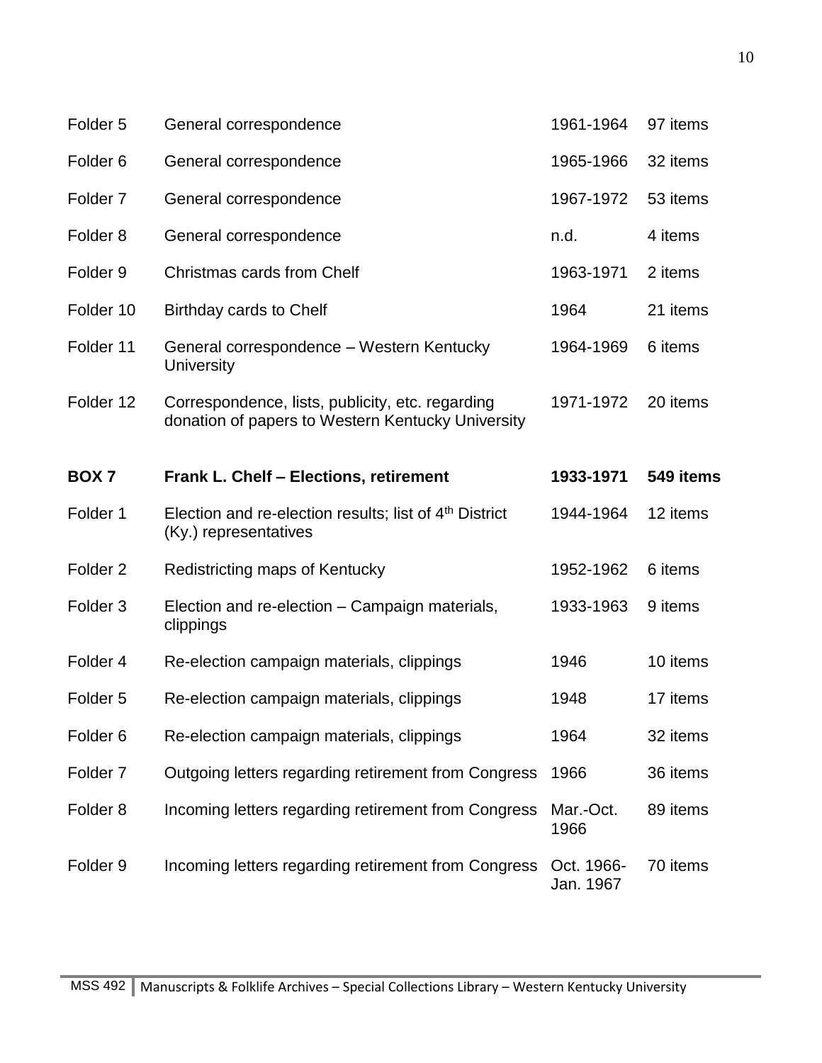| | | | |
|---|---|---|---|
| Folder 5 | General correspondence | 1961-1964 | 97 items |
| Folder 6 | General correspondence | 1965-1966 | 32 items |
| Folder 7 | General correspondence | 1967-1972 | 53 items |
| Folder 8 | General correspondence | n.d. | 4 items |
| Folder 9 | Christmas cards from Chelf | 1963-1971 | 2 items |
| Folder 10 | Birthday cards to Chelf | 1964 | 21 items |
| Folder 11 | General correspondence – Western Kentucky University | 1964-1969 | 6 items |
| Folder 12 | Correspondence, lists, publicity, etc. regarding donation of papers to Western Kentucky University | 1971-1972 | 20 items |
| **BOX 7** | **Frank L. Chelf – Elections, retirement** | **1933-1971** | **549 items** |
| Folder 1 | Election and re-election results; list of 4th District (Ky.) representatives | 1944-1964 | 12 items |
| Folder 2 | Redistricting maps of Kentucky | 1952-1962 | 6 items |
| Folder 3 | Election and re-election – Campaign materials, clippings | 1933-1963 | 9 items |
| Folder 4 | Re-election campaign materials, clippings | 1946 | 10 items |
| Folder 5 | Re-election campaign materials, clippings | 1948 | 17 items |
| Folder 6 | Re-election campaign materials, clippings | 1964 | 32 items |
| Folder 7 | Outgoing letters regarding retirement from Congress | 1966 | 36 items |
| Folder 8 | Incoming letters regarding retirement from Congress | Mar.-Oct. 1966 | 89 items |
| Folder 9 | Incoming letters regarding retirement from Congress | Oct. 1966-Jan. 1967 | 70 items |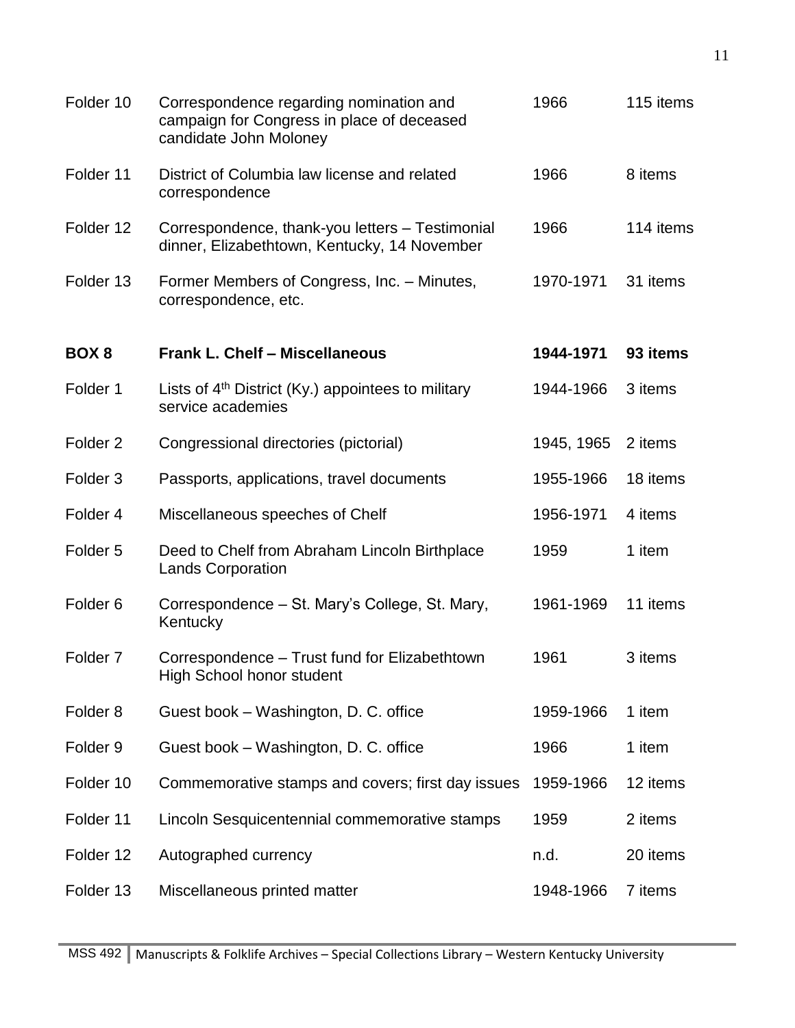| | | | |
|---|---|---|---|
| Folder 10 | Correspondence regarding nomination and campaign for Congress in place of deceased candidate John Moloney | 1966 | 115 items |
| Folder 11 | District of Columbia law license and related correspondence | 1966 | 8 items |
| Folder 12 | Correspondence, thank-you letters – Testimonial dinner, Elizabethtown, Kentucky, 14 November | 1966 | 114 items |
| Folder 13 | Former Members of Congress, Inc. – Minutes, correspondence, etc. | 1970-1971 | 31 items |
| **BOX 8** | **Frank L. Chelf – Miscellaneous** | **1944-1971** | **93 items** |
| Folder 1 | Lists of 4th District (Ky.) appointees to military service academies | 1944-1966 | 3 items |
| Folder 2 | Congressional directories (pictorial) | 1945, 1965 | 2 items |
| Folder 3 | Passports, applications, travel documents | 1955-1966 | 18 items |
| Folder 4 | Miscellaneous speeches of Chelf | 1956-1971 | 4 items |
| Folder 5 | Deed to Chelf from Abraham Lincoln Birthplace Lands Corporation | 1959 | 1 item |
| Folder 6 | Correspondence – St. Mary's College, St. Mary, Kentucky | 1961-1969 | 11 items |
| Folder 7 | Correspondence – Trust fund for Elizabethtown High School honor student | 1961 | 3 items |
| Folder 8 | Guest book – Washington, D. C. office | 1959-1966 | 1 item |
| Folder 9 | Guest book – Washington, D. C. office | 1966 | 1 item |
| Folder 10 | Commemorative stamps and covers; first day issues | 1959-1966 | 12 items |
| Folder 11 | Lincoln Sesquicentennial commemorative stamps | 1959 | 2 items |
| Folder 12 | Autographed currency | n.d. | 20 items |
| Folder 13 | Miscellaneous printed matter | 1948-1966 | 7 items |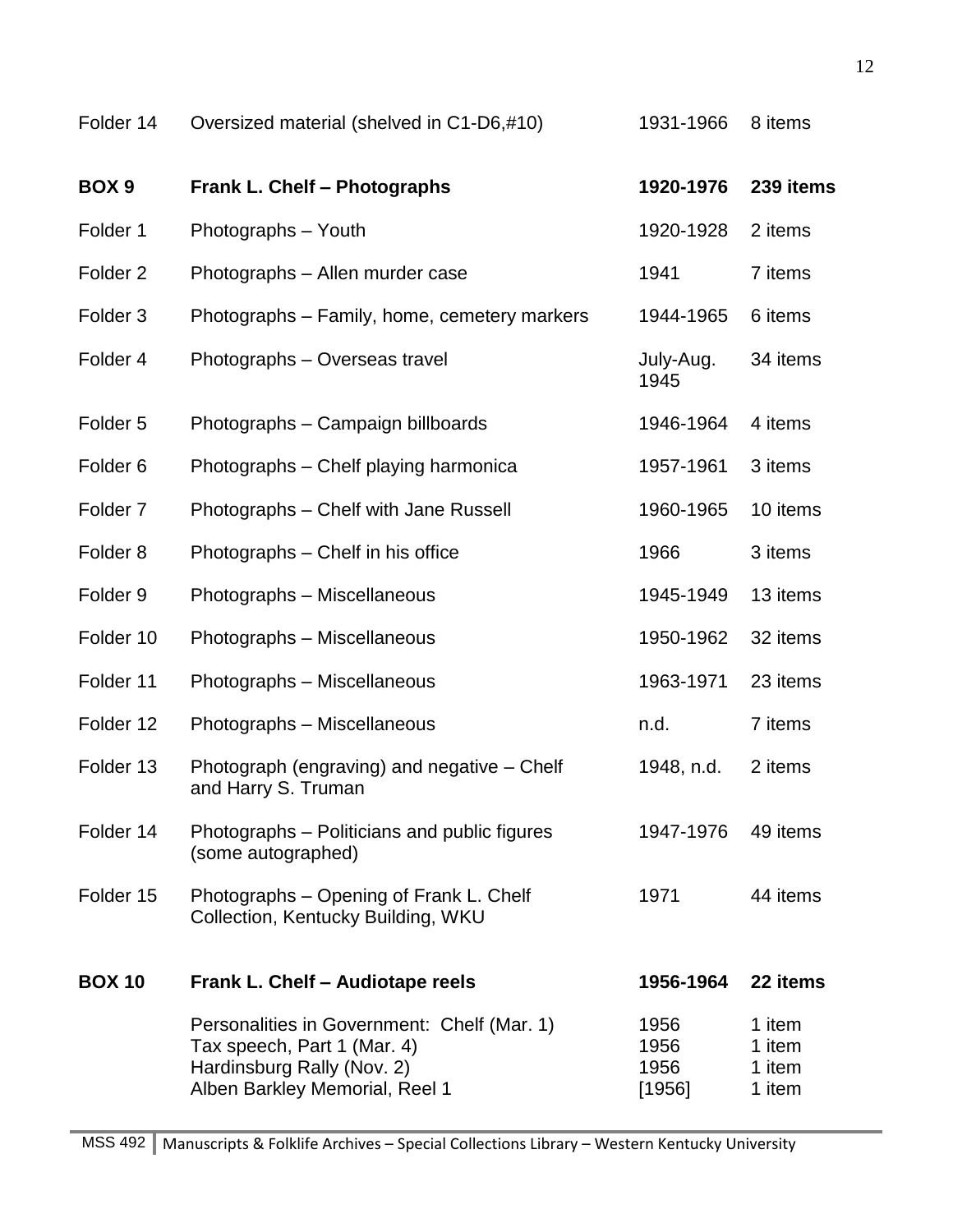| | | | |
|---|---|---|---|
| Folder 14 | Oversized material (shelved in C1-D6,#10) | 1931-1966 | 8 items |
| **BOX 9** | **Frank L. Chelf – Photographs** | **1920-1976** | **239 items** |
| Folder 1 | Photographs – Youth | 1920-1928 | 2 items |
| Folder 2 | Photographs – Allen murder case | 1941 | 7 items |
| Folder 3 | Photographs – Family, home, cemetery markers | 1944-1965 | 6 items |
| Folder 4 | Photographs – Overseas travel | July-Aug. 1945 | 34 items |
| Folder 5 | Photographs – Campaign billboards | 1946-1964 | 4 items |
| Folder 6 | Photographs – Chelf playing harmonica | 1957-1961 | 3 items |
| Folder 7 | Photographs – Chelf with Jane Russell | 1960-1965 | 10 items |
| Folder 8 | Photographs – Chelf in his office | 1966 | 3 items |
| Folder 9 | Photographs – Miscellaneous | 1945-1949 | 13 items |
| Folder 10 | Photographs – Miscellaneous | 1950-1962 | 32 items |
| Folder 11 | Photographs – Miscellaneous | 1963-1971 | 23 items |
| Folder 12 | Photographs – Miscellaneous | n.d. | 7 items |
| Folder 13 | Photograph (engraving) and negative – Chelf and Harry S. Truman | 1948, n.d. | 2 items |
| Folder 14 | Photographs – Politicians and public figures (some autographed) | 1947-1976 | 49 items |
| Folder 15 | Photographs – Opening of Frank L. Chelf Collection, Kentucky Building, WKU | 1971 | 44 items |
| **BOX 10** | **Frank L. Chelf – Audiotape reels** | **1956-1964** | **22 items** |
| | Personalities in Government: Chelf (Mar. 1) | 1956 | 1 item |
| | Tax speech, Part 1 (Mar. 4) | 1956 | 1 item |
| | Hardinsburg Rally (Nov. 2) | 1956 | 1 item |
| | Alben Barkley Memorial, Reel 1 | [1956] | 1 item |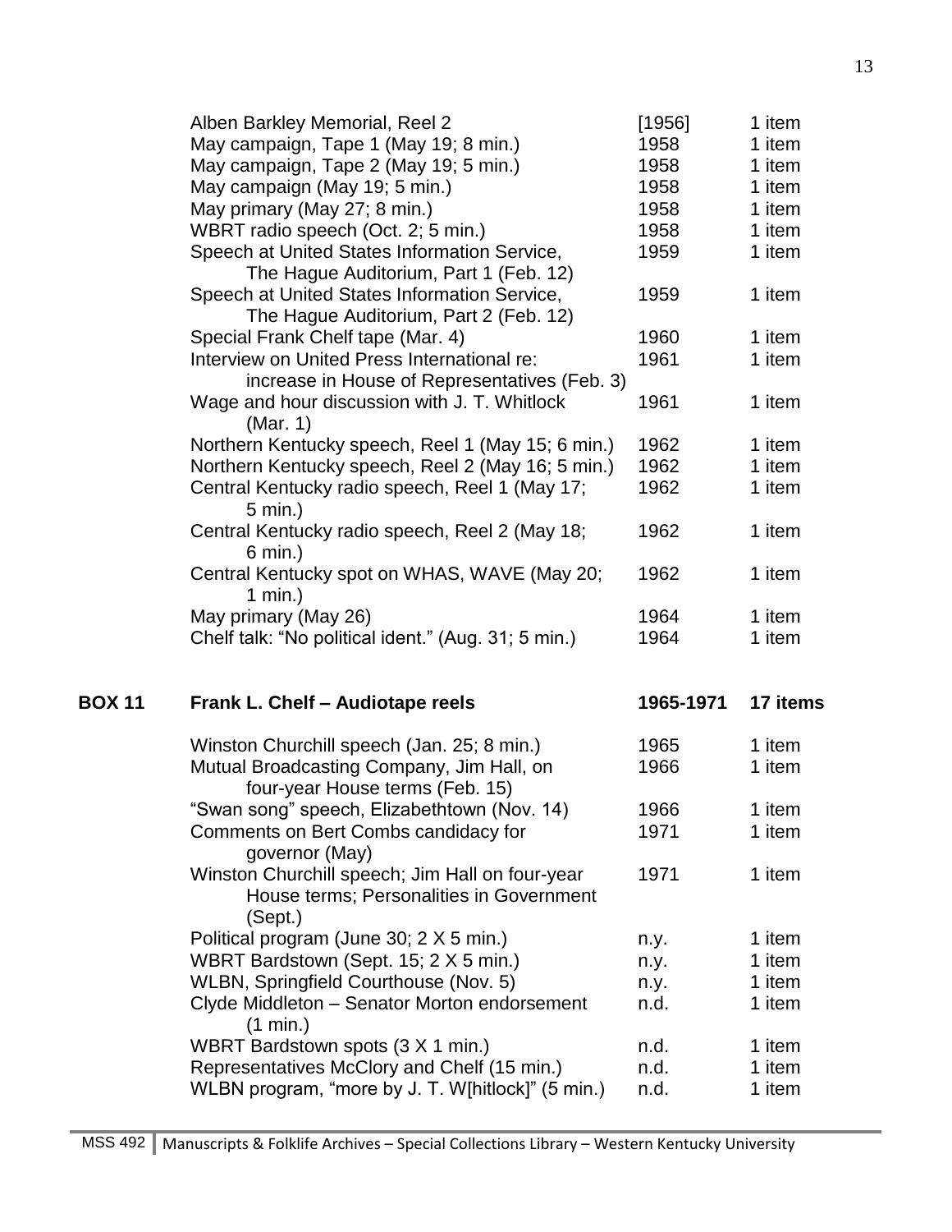| | | |
|---|---|---|
| Alben Barkley Memorial, Reel 2 | [1956] | 1 item |
| May campaign, Tape 1 (May 19; 8 min.) | 1958 | 1 item |
| May campaign, Tape 2 (May 19; 5 min.) | 1958 | 1 item |
| May campaign (May 19; 5 min.) | 1958 | 1 item |
| May primary (May 27; 8 min.) | 1958 | 1 item |
| WBRT radio speech (Oct. 2; 5 min.) | 1958 | 1 item |
| Speech at United States Information Service, The Hague Auditorium, Part 1 (Feb. 12) | 1959 | 1 item |
| Speech at United States Information Service, The Hague Auditorium, Part 2 (Feb. 12) | 1959 | 1 item |
| Special Frank Chelf tape (Mar. 4) | 1960 | 1 item |
| Interview on United Press International re: increase in House of Representatives (Feb. 3) | 1961 | 1 item |
| Wage and hour discussion with J. T. Whitlock (Mar. 1) | 1961 | 1 item |
| Northern Kentucky speech, Reel 1 (May 15; 6 min.) | 1962 | 1 item |
| Northern Kentucky speech, Reel 2 (May 16; 5 min.) | 1962 | 1 item |
| Central Kentucky radio speech, Reel 1 (May 17; 5 min.) | 1962 | 1 item |
| Central Kentucky radio speech, Reel 2 (May 18; 6 min.) | 1962 | 1 item |
| Central Kentucky spot on WHAS, WAVE (May 20; 1 min.) | 1962 | 1 item |
| May primary (May 26) | 1964 | 1 item |
| Chelf talk: "No political ident." (Aug. 31; 5 min.) | 1964 | 1 item |

**BOX 11 Frank L. Chelf – Audiotape reels 1965-1971 17 items**

| | | |
|---|---|---|
| Winston Churchill speech (Jan. 25; 8 min.) | 1965 | 1 item |
| Mutual Broadcasting Company, Jim Hall, on four-year House terms (Feb. 15) | 1966 | 1 item |
| "Swan song" speech, Elizabethtown (Nov. 14) | 1966 | 1 item |
| Comments on Bert Combs candidacy for governor (May) | 1971 | 1 item |
| Winston Churchill speech; Jim Hall on four-year House terms; Personalities in Government (Sept.) | 1971 | 1 item |
| Political program (June 30; 2 X 5 min.) | n.y. | 1 item |
| WBRT Bardstown (Sept. 15; 2 X 5 min.) | n.y. | 1 item |
| WLBN, Springfield Courthouse (Nov. 5) | n.y. | 1 item |
| Clyde Middleton – Senator Morton endorsement (1 min.) | n.d. | 1 item |
| WBRT Bardstown spots (3 X 1 min.) | n.d. | 1 item |
| Representatives McClory and Chelf (15 min.) | n.d. | 1 item |
| WLBN program, "more by J. T. W[hitlock]" (5 min.) | n.d. | 1 item |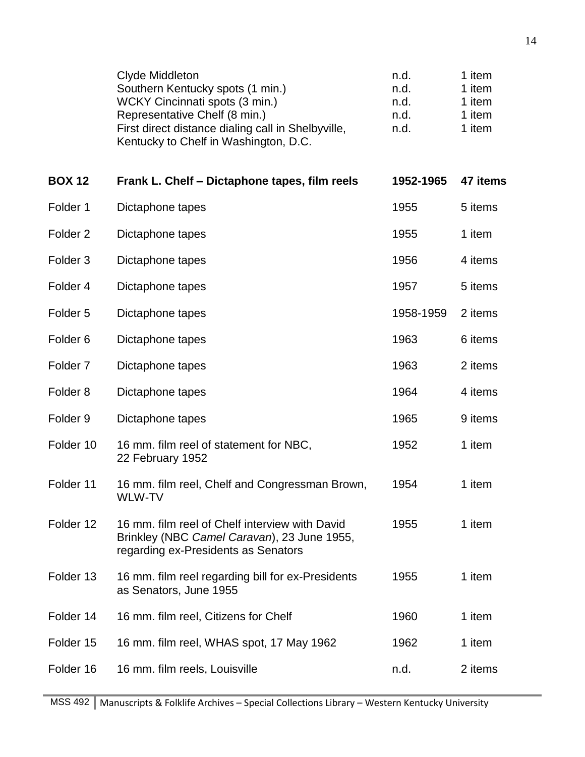| | | | |
|---|---|---|---|
| | Clyde Middleton | n.d. | 1 item |
| | Southern Kentucky spots (1 min.) | n.d. | 1 item |
| | WCKY Cincinnati spots (3 min.) | n.d. | 1 item |
| | Representative Chelf (8 min.) | n.d. | 1 item |
| | First direct distance dialing call in Shelbyville, Kentucky to Chelf in Washington, D.C. | n.d. | 1 item |

| **BOX 12** | **Frank L. Chelf – Dictaphone tapes, film reels** | **1952-1965** | **47 items** |
|---|---|---|---|
| Folder 1 | Dictaphone tapes | 1955 | 5 items |
| Folder 2 | Dictaphone tapes | 1955 | 1 item |
| Folder 3 | Dictaphone tapes | 1956 | 4 items |
| Folder 4 | Dictaphone tapes | 1957 | 5 items |
| Folder 5 | Dictaphone tapes | 1958-1959 | 2 items |
| Folder 6 | Dictaphone tapes | 1963 | 6 items |
| Folder 7 | Dictaphone tapes | 1963 | 2 items |
| Folder 8 | Dictaphone tapes | 1964 | 4 items |
| Folder 9 | Dictaphone tapes | 1965 | 9 items |
| Folder 10 | 16 mm. film reel of statement for NBC, 22 February 1952 | 1952 | 1 item |
| Folder 11 | 16 mm. film reel, Chelf and Congressman Brown, WLW-TV | 1954 | 1 item |
| Folder 12 | 16 mm. film reel of Chelf interview with David Brinkley (NBC *Camel Caravan*), 23 June 1955, regarding ex-Presidents as Senators | 1955 | 1 item |
| Folder 13 | 16 mm. film reel regarding bill for ex-Presidents as Senators, June 1955 | 1955 | 1 item |
| Folder 14 | 16 mm. film reel, Citizens for Chelf | 1960 | 1 item |
| Folder 15 | 16 mm. film reel, WHAS spot, 17 May 1962 | 1962 | 1 item |
| Folder 16 | 16 mm. film reels, Louisville | n.d. | 2 items |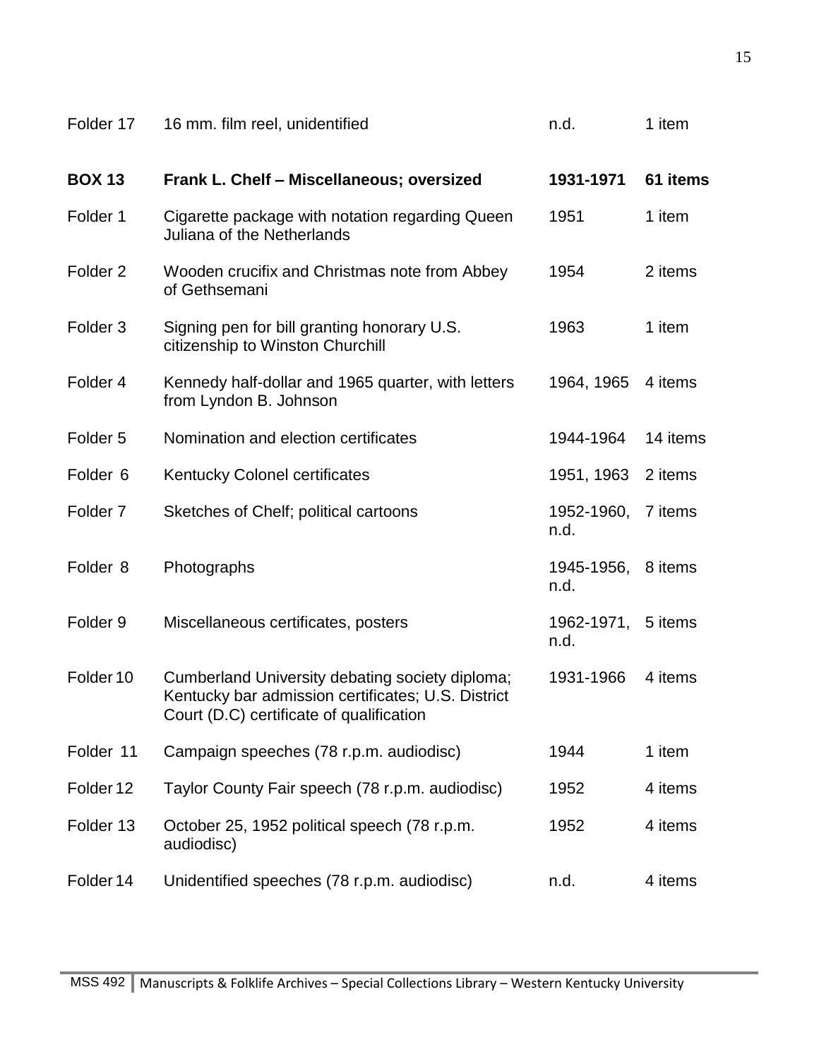| | | | |
|---|---|---|---|
| Folder 17 | 16 mm. film reel, unidentified | n.d. | 1 item |
| **BOX 13** | **Frank L. Chelf – Miscellaneous; oversized** | **1931-1971** | **61 items** |
| Folder 1 | Cigarette package with notation regarding Queen Juliana of the Netherlands | 1951 | 1 item |
| Folder 2 | Wooden crucifix and Christmas note from Abbey of Gethsemani | 1954 | 2 items |
| Folder 3 | Signing pen for bill granting honorary U.S. citizenship to Winston Churchill | 1963 | 1 item |
| Folder 4 | Kennedy half-dollar and 1965 quarter, with letters from Lyndon B. Johnson | 1964, 1965 | 4 items |
| Folder 5 | Nomination and election certificates | 1944-1964 | 14 items |
| Folder 6 | Kentucky Colonel certificates | 1951, 1963 | 2 items |
| Folder 7 | Sketches of Chelf; political cartoons | 1952-1960, n.d. | 7 items |
| Folder 8 | Photographs | 1945-1956, n.d. | 8 items |
| Folder 9 | Miscellaneous certificates, posters | 1962-1971, n.d. | 5 items |
| Folder 10 | Cumberland University debating society diploma; Kentucky bar admission certificates; U.S. District Court (D.C) certificate of qualification | 1931-1966 | 4 items |
| Folder 11 | Campaign speeches (78 r.p.m. audiodisc) | 1944 | 1 item |
| Folder 12 | Taylor County Fair speech (78 r.p.m. audiodisc) | 1952 | 4 items |
| Folder 13 | October 25, 1952 political speech (78 r.p.m. audiodisc) | 1952 | 4 items |
| Folder 14 | Unidentified speeches (78 r.p.m. audiodisc) | n.d. | 4 items |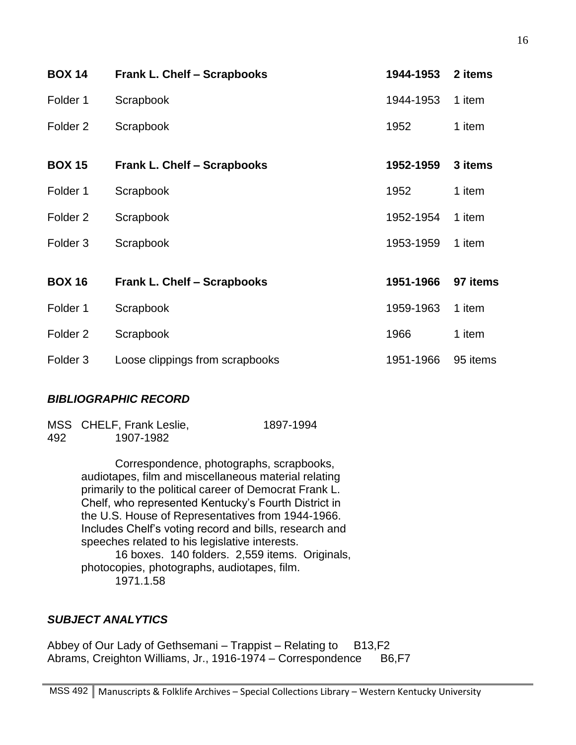| BOX 14 | Frank L. Chelf – Scrapbooks | 1944-1953 | 2 items |
|---|---|---|---|
| Folder 1 | Scrapbook | 1944-1953 | 1 item |
| Folder 2 | Scrapbook | 1952 | 1 item |

| BOX 15 | Frank L. Chelf – Scrapbooks | 1952-1959 | 3 items |
|---|---|---|---|
| Folder 1 | Scrapbook | 1952 | 1 item |
| Folder 2 | Scrapbook | 1952-1954 | 1 item |
| Folder 3 | Scrapbook | 1953-1959 | 1 item |

| BOX 16 | Frank L. Chelf – Scrapbooks | 1951-1966 | 97 items |
|---|---|---|---|
| Folder 1 | Scrapbook | 1959-1963 | 1 item |
| Folder 2 | Scrapbook | 1966 | 1 item |
| Folder 3 | Loose clippings from scrapbooks | 1951-1966 | 95 items |

## *BIBLIOGRAPHIC RECORD*

MSS 492 CHELF, Frank Leslie, 1897-1994
1907-1982

Correspondence, photographs, scrapbooks, audiotapes, film and miscellaneous material relating primarily to the political career of Democrat Frank L. Chelf, who represented Kentucky's Fourth District in the U.S. House of Representatives from 1944-1966. Includes Chelf's voting record and bills, research and speeches related to his legislative interests.

16 boxes. 140 folders. 2,559 items. Originals, photocopies, photographs, audiotapes, film.

1971.1.58

## *SUBJECT ANALYTICS*

Abbey of Our Lady of Gethsemani – Trappist – Relating to B13,F2
Abrams, Creighton Williams, Jr., 1916-1974 – Correspondence B6,F7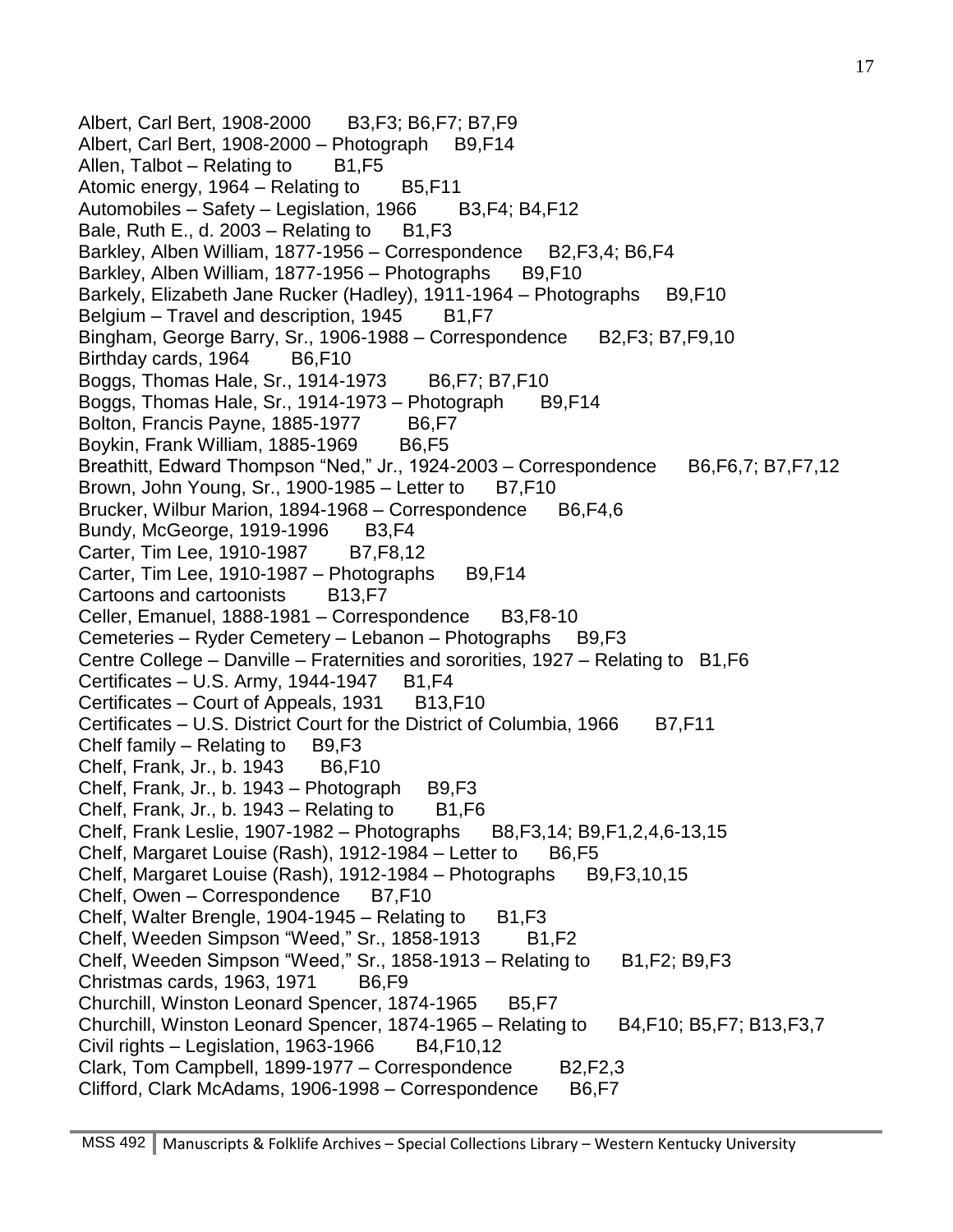Albert, Carl Bert, 1908-2000 B3,F3; B6,F7; B7,F9
Albert, Carl Bert, 1908-2000 – Photograph B9,F14
Allen, Talbot – Relating to B1,F5
Atomic energy, 1964 – Relating to B5,F11
Automobiles – Safety – Legislation, 1966 B3,F4; B4,F12
Bale, Ruth E., d. 2003 – Relating to B1,F3
Barkley, Alben William, 1877-1956 – Correspondence B2,F3,4; B6,F4
Barkley, Alben William, 1877-1956 – Photographs B9,F10
Barkely, Elizabeth Jane Rucker (Hadley), 1911-1964 – Photographs B9,F10
Belgium – Travel and description, 1945 B1,F7
Bingham, George Barry, Sr., 1906-1988 – Correspondence B2,F3; B7,F9,10
Birthday cards, 1964 B6,F10
Boggs, Thomas Hale, Sr., 1914-1973 B6,F7; B7,F10
Boggs, Thomas Hale, Sr., 1914-1973 – Photograph B9,F14
Bolton, Francis Payne, 1885-1977 B6,F7
Boykin, Frank William, 1885-1969 B6,F5
Breathitt, Edward Thompson "Ned," Jr., 1924-2003 – Correspondence B6,F6,7; B7,F7,12
Brown, John Young, Sr., 1900-1985 – Letter to B7,F10
Brucker, Wilbur Marion, 1894-1968 – Correspondence B6,F4,6
Bundy, McGeorge, 1919-1996 B3,F4
Carter, Tim Lee, 1910-1987 B7,F8,12
Carter, Tim Lee, 1910-1987 – Photographs B9,F14
Cartoons and cartoonists B13,F7
Celler, Emanuel, 1888-1981 – Correspondence B3,F8-10
Cemeteries – Ryder Cemetery – Lebanon – Photographs B9,F3
Centre College – Danville – Fraternities and sororities, 1927 – Relating to B1,F6
Certificates – U.S. Army, 1944-1947 B1,F4
Certificates – Court of Appeals, 1931 B13,F10
Certificates – U.S. District Court for the District of Columbia, 1966 B7,F11
Chelf family – Relating to B9,F3
Chelf, Frank, Jr., b. 1943 B6,F10
Chelf, Frank, Jr., b. 1943 – Photograph B9,F3
Chelf, Frank, Jr., b. 1943 – Relating to B1,F6
Chelf, Frank Leslie, 1907-1982 – Photographs B8,F3,14; B9,F1,2,4,6-13,15
Chelf, Margaret Louise (Rash), 1912-1984 – Letter to B6,F5
Chelf, Margaret Louise (Rash), 1912-1984 – Photographs B9,F3,10,15
Chelf, Owen – Correspondence B7,F10
Chelf, Walter Brengle, 1904-1945 – Relating to B1,F3
Chelf, Weeden Simpson "Weed," Sr., 1858-1913 B1,F2
Chelf, Weeden Simpson "Weed," Sr., 1858-1913 – Relating to B1,F2; B9,F3
Christmas cards, 1963, 1971 B6,F9
Churchill, Winston Leonard Spencer, 1874-1965 B5,F7
Churchill, Winston Leonard Spencer, 1874-1965 – Relating to B4,F10; B5,F7; B13,F3,7
Civil rights – Legislation, 1963-1966 B4,F10,12
Clark, Tom Campbell, 1899-1977 – Correspondence B2,F2,3
Clifford, Clark McAdams, 1906-1998 – Correspondence B6,F7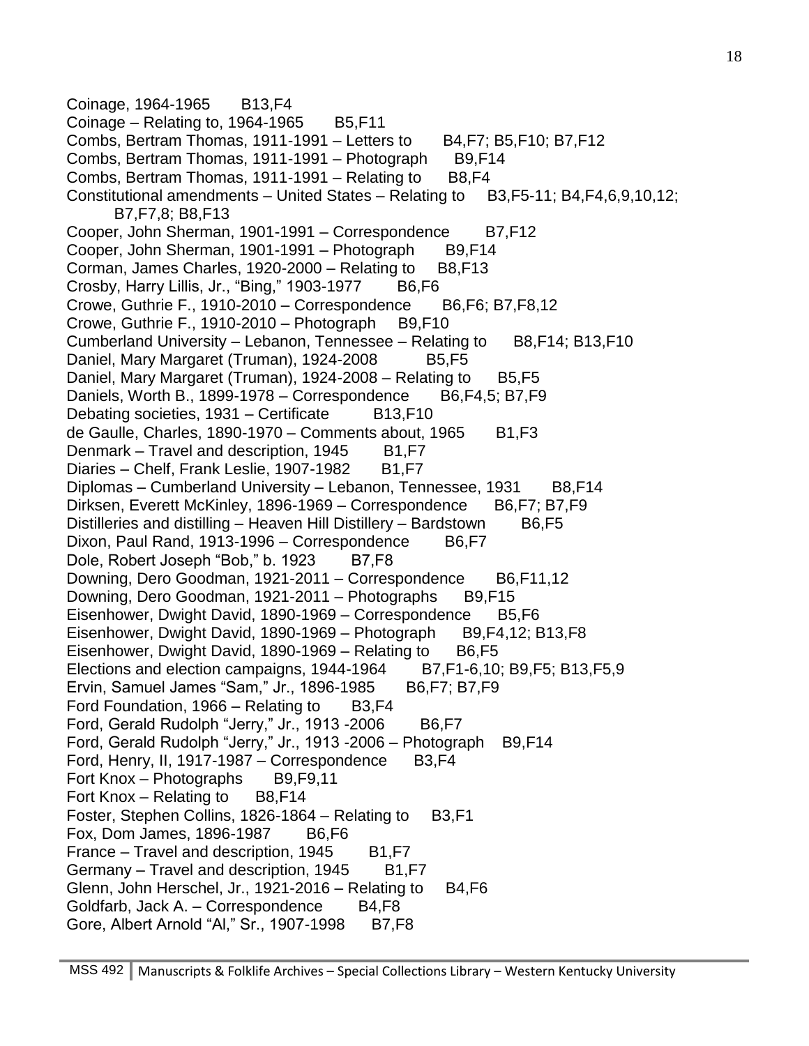Coinage, 1964-1965 B13,F4
Coinage – Relating to, 1964-1965 B5,F11
Combs, Bertram Thomas, 1911-1991 – Letters to B4,F7; B5,F10; B7,F12
Combs, Bertram Thomas, 1911-1991 – Photograph B9,F14
Combs, Bertram Thomas, 1911-1991 – Relating to B8,F4
Constitutional amendments – United States – Relating to B3,F5-11; B4,F4,6,9,10,12; B7,F7,8; B8,F13
Cooper, John Sherman, 1901-1991 – Correspondence B7,F12
Cooper, John Sherman, 1901-1991 – Photograph B9,F14
Corman, James Charles, 1920-2000 – Relating to B8,F13
Crosby, Harry Lillis, Jr., "Bing," 1903-1977 B6,F6
Crowe, Guthrie F., 1910-2010 – Correspondence B6,F6; B7,F8,12
Crowe, Guthrie F., 1910-2010 – Photograph B9,F10
Cumberland University – Lebanon, Tennessee – Relating to B8,F14; B13,F10
Daniel, Mary Margaret (Truman), 1924-2008 B5,F5
Daniel, Mary Margaret (Truman), 1924-2008 – Relating to B5,F5
Daniels, Worth B., 1899-1978 – Correspondence B6,F4,5; B7,F9
Debating societies, 1931 – Certificate B13,F10
de Gaulle, Charles, 1890-1970 – Comments about, 1965 B1,F3
Denmark – Travel and description, 1945 B1,F7
Diaries – Chelf, Frank Leslie, 1907-1982 B1,F7
Diplomas – Cumberland University – Lebanon, Tennessee, 1931 B8,F14
Dirksen, Everett McKinley, 1896-1969 – Correspondence B6,F7; B7,F9
Distilleries and distilling – Heaven Hill Distillery – Bardstown B6,F5
Dixon, Paul Rand, 1913-1996 – Correspondence B6,F7
Dole, Robert Joseph "Bob," b. 1923 B7,F8
Downing, Dero Goodman, 1921-2011 – Correspondence B6,F11,12
Downing, Dero Goodman, 1921-2011 – Photographs B9,F15
Eisenhower, Dwight David, 1890-1969 – Correspondence B5,F6
Eisenhower, Dwight David, 1890-1969 – Photograph B9,F4,12; B13,F8
Eisenhower, Dwight David, 1890-1969 – Relating to B6,F5
Elections and election campaigns, 1944-1964 B7,F1-6,10; B9,F5; B13,F5,9
Ervin, Samuel James "Sam," Jr., 1896-1985 B6,F7; B7,F9
Ford Foundation, 1966 – Relating to B3,F4
Ford, Gerald Rudolph "Jerry," Jr., 1913 -2006 B6,F7
Ford, Gerald Rudolph "Jerry," Jr., 1913 -2006 – Photograph B9,F14
Ford, Henry, II, 1917-1987 – Correspondence B3,F4
Fort Knox – Photographs B9,F9,11
Fort Knox – Relating to B8,F14
Foster, Stephen Collins, 1826-1864 – Relating to B3,F1
Fox, Dom James, 1896-1987 B6,F6
France – Travel and description, 1945 B1,F7
Germany – Travel and description, 1945 B1,F7
Glenn, John Herschel, Jr., 1921-2016 – Relating to B4,F6
Goldfarb, Jack A. – Correspondence B4,F8
Gore, Albert Arnold "Al," Sr., 1907-1998 B7,F8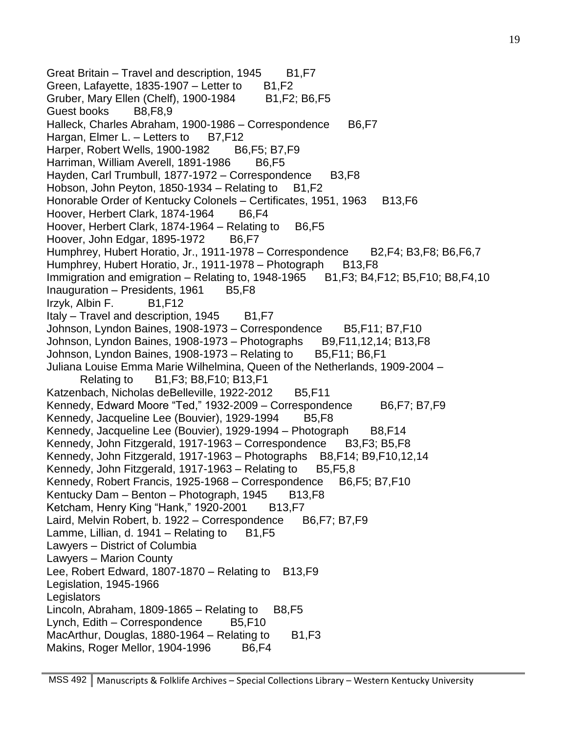Great Britain – Travel and description, 1945 B1,F7
Green, Lafayette, 1835-1907 – Letter to B1,F2
Gruber, Mary Ellen (Chelf), 1900-1984 B1,F2; B6,F5
Guest books B8,F8,9
Halleck, Charles Abraham, 1900-1986 – Correspondence B6,F7
Hargan, Elmer L. – Letters to B7,F12
Harper, Robert Wells, 1900-1982 B6,F5; B7,F9
Harriman, William Averell, 1891-1986 B6,F5
Hayden, Carl Trumbull, 1877-1972 – Correspondence B3,F8
Hobson, John Peyton, 1850-1934 – Relating to B1,F2
Honorable Order of Kentucky Colonels – Certificates, 1951, 1963 B13,F6
Hoover, Herbert Clark, 1874-1964 B6,F4
Hoover, Herbert Clark, 1874-1964 – Relating to B6,F5
Hoover, John Edgar, 1895-1972 B6,F7
Humphrey, Hubert Horatio, Jr., 1911-1978 – Correspondence B2,F4; B3,F8; B6,F6,7
Humphrey, Hubert Horatio, Jr., 1911-1978 – Photograph B13,F8
Immigration and emigration – Relating to, 1948-1965 B1,F3; B4,F12; B5,F10; B8,F4,10
Inauguration – Presidents, 1961 B5,F8
Irzyk, Albin F. B1,F12
Italy – Travel and description, 1945 B1,F7
Johnson, Lyndon Baines, 1908-1973 – Correspondence B5,F11; B7,F10
Johnson, Lyndon Baines, 1908-1973 – Photographs B9,F11,12,14; B13,F8
Johnson, Lyndon Baines, 1908-1973 – Relating to B5,F11; B6,F1
Juliana Louise Emma Marie Wilhelmina, Queen of the Netherlands, 1909-2004 –
Relating to B1,F3; B8,F10; B13,F1
Katzenbach, Nicholas deBelleville, 1922-2012 B5,F11
Kennedy, Edward Moore "Ted," 1932-2009 – Correspondence B6,F7; B7,F9
Kennedy, Jacqueline Lee (Bouvier), 1929-1994 B5,F8
Kennedy, Jacqueline Lee (Bouvier), 1929-1994 – Photograph B8,F14
Kennedy, John Fitzgerald, 1917-1963 – Correspondence B3,F3; B5,F8
Kennedy, John Fitzgerald, 1917-1963 – Photographs B8,F14; B9,F10,12,14
Kennedy, John Fitzgerald, 1917-1963 – Relating to B5,F5,8
Kennedy, Robert Francis, 1925-1968 – Correspondence B6,F5; B7,F10
Kentucky Dam – Benton – Photograph, 1945 B13,F8
Ketcham, Henry King "Hank," 1920-2001 B13,F7
Laird, Melvin Robert, b. 1922 – Correspondence B6,F7; B7,F9
Lamme, Lillian, d. 1941 – Relating to B1,F5
Lawyers – District of Columbia
Lawyers – Marion County
Lee, Robert Edward, 1807-1870 – Relating to B13,F9
Legislation, 1945-1966
Legislators
Lincoln, Abraham, 1809-1865 – Relating to B8,F5
Lynch, Edith – Correspondence B5,F10
MacArthur, Douglas, 1880-1964 – Relating to B1,F3
Makins, Roger Mellor, 1904-1996 B6,F4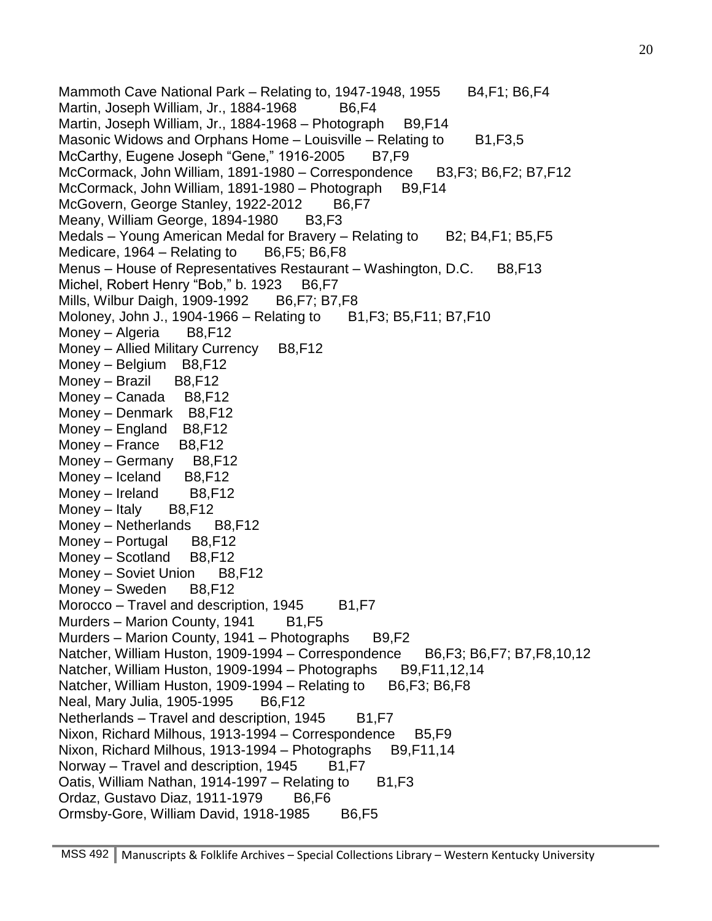Mammoth Cave National Park – Relating to, 1947-1948, 1955 B4,F1; B6,F4
Martin, Joseph William, Jr., 1884-1968 B6,F4
Martin, Joseph William, Jr., 1884-1968 – Photograph B9,F14
Masonic Widows and Orphans Home – Louisville – Relating to B1,F3,5
McCarthy, Eugene Joseph "Gene," 1916-2005 B7,F9
McCormack, John William, 1891-1980 – Correspondence B3,F3; B6,F2; B7,F12
McCormack, John William, 1891-1980 – Photograph B9,F14
McGovern, George Stanley, 1922-2012 B6,F7
Meany, William George, 1894-1980 B3,F3
Medals – Young American Medal for Bravery – Relating to B2; B4,F1; B5,F5
Medicare, 1964 – Relating to B6,F5; B6,F8
Menus – House of Representatives Restaurant – Washington, D.C. B8,F13
Michel, Robert Henry "Bob," b. 1923 B6,F7
Mills, Wilbur Daigh, 1909-1992 B6,F7; B7,F8
Moloney, John J., 1904-1966 – Relating to B1,F3; B5,F11; B7,F10
Money – Algeria B8,F12
Money – Allied Military Currency B8,F12
Money – Belgium B8,F12
Money – Brazil B8,F12
Money – Canada B8,F12
Money – Denmark B8,F12
Money – England B8,F12
Money – France B8,F12
Money – Germany B8,F12
Money – Iceland B8,F12
Money – Ireland B8,F12
Money – Italy B8,F12
Money – Netherlands B8,F12
Money – Portugal B8,F12
Money – Scotland B8,F12
Money – Soviet Union B8,F12
Money – Sweden B8,F12
Morocco – Travel and description, 1945 B1,F7
Murders – Marion County, 1941 B1,F5
Murders – Marion County, 1941 – Photographs B9,F2
Natcher, William Huston, 1909-1994 – Correspondence B6,F3; B6,F7; B7,F8,10,12
Natcher, William Huston, 1909-1994 – Photographs B9,F11,12,14
Natcher, William Huston, 1909-1994 – Relating to B6,F3; B6,F8
Neal, Mary Julia, 1905-1995 B6,F12
Netherlands – Travel and description, 1945 B1,F7
Nixon, Richard Milhous, 1913-1994 – Correspondence B5,F9
Nixon, Richard Milhous, 1913-1994 – Photographs B9,F11,14
Norway – Travel and description, 1945 B1,F7
Oatis, William Nathan, 1914-1997 – Relating to B1,F3
Ordaz, Gustavo Diaz, 1911-1979 B6,F6
Ormsby-Gore, William David, 1918-1985 B6,F5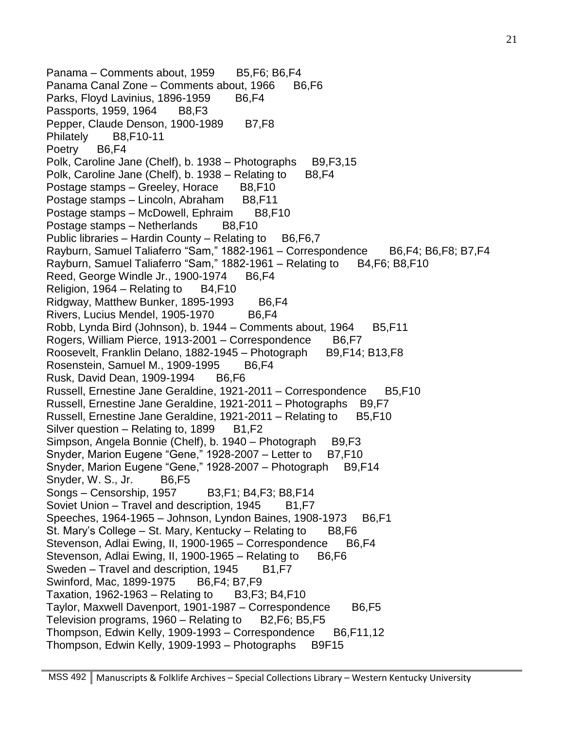Panama – Comments about, 1959 B5,F6; B6,F4
Panama Canal Zone – Comments about, 1966 B6,F6
Parks, Floyd Lavinius, 1896-1959 B6,F4
Passports, 1959, 1964 B8,F3
Pepper, Claude Denson, 1900-1989 B7,F8
Philately B8,F10-11
Poetry B6,F4
Polk, Caroline Jane (Chelf), b. 1938 – Photographs B9,F3,15
Polk, Caroline Jane (Chelf), b. 1938 – Relating to B8,F4
Postage stamps – Greeley, Horace B8,F10
Postage stamps – Lincoln, Abraham B8,F11
Postage stamps – McDowell, Ephraim B8,F10
Postage stamps – Netherlands B8,F10
Public libraries – Hardin County – Relating to B6,F6,7
Rayburn, Samuel Taliaferro "Sam," 1882-1961 – Correspondence B6,F4; B6,F8; B7,F4
Rayburn, Samuel Taliaferro "Sam," 1882-1961 – Relating to B4,F6; B8,F10
Reed, George Windle Jr., 1900-1974 B6,F4
Religion, 1964 – Relating to B4,F10
Ridgway, Matthew Bunker, 1895-1993 B6,F4
Rivers, Lucius Mendel, 1905-1970 B6,F4
Robb, Lynda Bird (Johnson), b. 1944 – Comments about, 1964 B5,F11
Rogers, William Pierce, 1913-2001 – Correspondence B6,F7
Roosevelt, Franklin Delano, 1882-1945 – Photograph B9,F14; B13,F8
Rosenstein, Samuel M., 1909-1995 B6,F4
Rusk, David Dean, 1909-1994 B6,F6
Russell, Ernestine Jane Geraldine, 1921-2011 – Correspondence B5,F10
Russell, Ernestine Jane Geraldine, 1921-2011 – Photographs B9,F7
Russell, Ernestine Jane Geraldine, 1921-2011 – Relating to B5,F10
Silver question – Relating to, 1899 B1,F2
Simpson, Angela Bonnie (Chelf), b. 1940 – Photograph B9,F3
Snyder, Marion Eugene "Gene," 1928-2007 – Letter to B7,F10
Snyder, Marion Eugene "Gene," 1928-2007 – Photograph B9,F14
Snyder, W. S., Jr. B6,F5
Songs – Censorship, 1957 B3,F1; B4,F3; B8,F14
Soviet Union – Travel and description, 1945 B1,F7
Speeches, 1964-1965 – Johnson, Lyndon Baines, 1908-1973 B6,F1
St. Mary's College – St. Mary, Kentucky – Relating to B8,F6
Stevenson, Adlai Ewing, II, 1900-1965 – Correspondence B6,F4
Stevenson, Adlai Ewing, II, 1900-1965 – Relating to B6,F6
Sweden – Travel and description, 1945 B1,F7
Swinford, Mac, 1899-1975 B6,F4; B7,F9
Taxation, 1962-1963 – Relating to B3,F3; B4,F10
Taylor, Maxwell Davenport, 1901-1987 – Correspondence B6,F5
Television programs, 1960 – Relating to B2,F6; B5,F5
Thompson, Edwin Kelly, 1909-1993 – Correspondence B6,F11,12
Thompson, Edwin Kelly, 1909-1993 – Photographs B9F15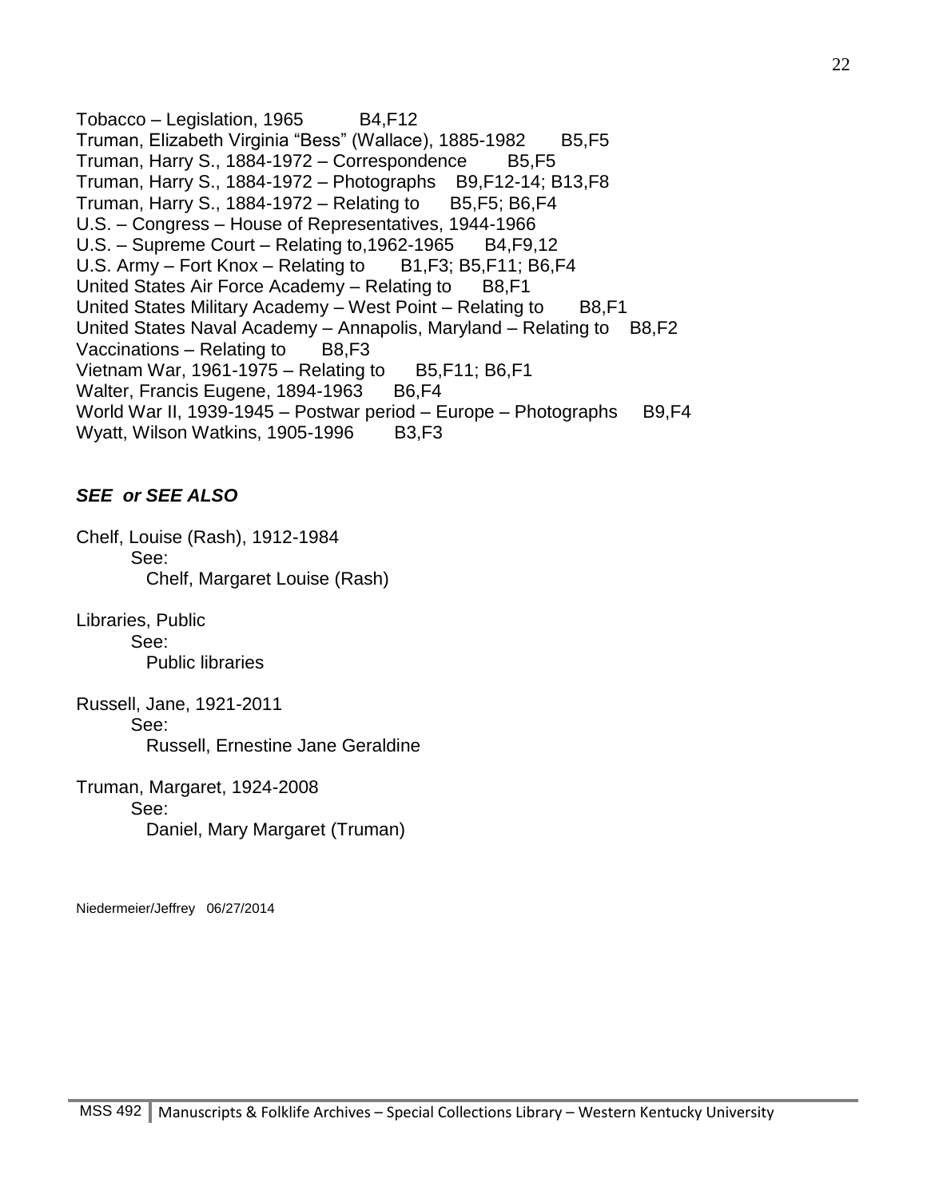Tobacco – Legislation, 1965 B4,F12
Truman, Elizabeth Virginia "Bess" (Wallace), 1885-1982 B5,F5
Truman, Harry S., 1884-1972 – Correspondence B5,F5
Truman, Harry S., 1884-1972 – Photographs B9,F12-14; B13,F8
Truman, Harry S., 1884-1972 – Relating to B5,F5; B6,F4
U.S. – Congress – House of Representatives, 1944-1966
U.S. – Supreme Court – Relating to,1962-1965 B4,F9,12
U.S. Army – Fort Knox – Relating to B1,F3; B5,F11; B6,F4
United States Air Force Academy – Relating to B8,F1
United States Military Academy – West Point – Relating to B8,F1
United States Naval Academy – Annapolis, Maryland – Relating to B8,F2
Vaccinations – Relating to B8,F3
Vietnam War, 1961-1975 – Relating to B5,F11; B6,F1
Walter, Francis Eugene, 1894-1963 B6,F4
World War II, 1939-1945 – Postwar period – Europe – Photographs B9,F4
Wyatt, Wilson Watkins, 1905-1996 B3,F3

### *SEE or SEE ALSO*

Chelf, Louise (Rash), 1912-1984
See:
Chelf, Margaret Louise (Rash)

Libraries, Public
See:
Public libraries

Russell, Jane, 1921-2011
See:
Russell, Ernestine Jane Geraldine

Truman, Margaret, 1924-2008
See:
Daniel, Mary Margaret (Truman)

Niedermeier/Jeffrey 06/27/2014